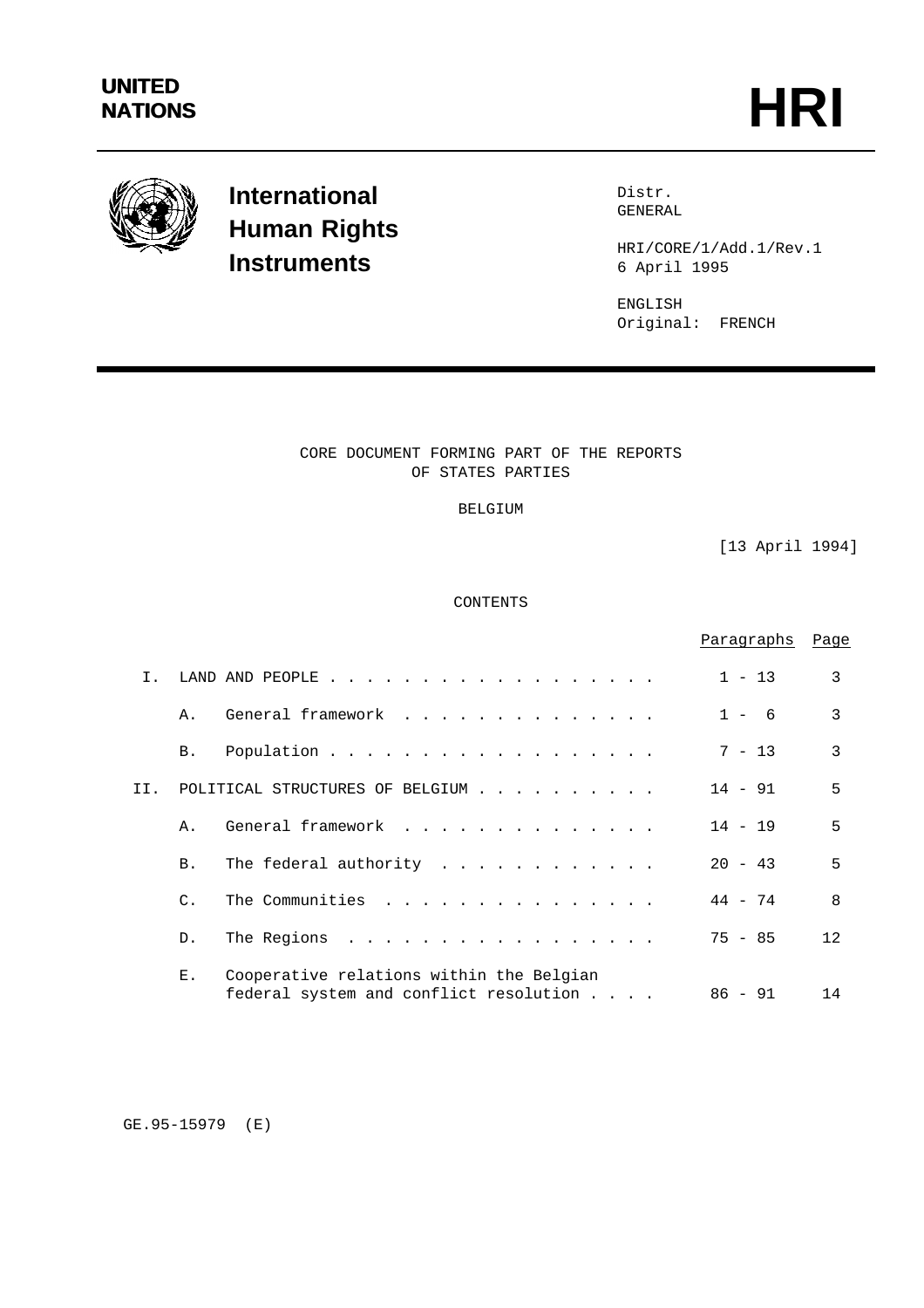UNITED NATIONS

# HRI

**International Human Rights Instruments**

Distr.
GENERAL

HRI/CORE/1/Add.1/Rev.1
6 April 1995

ENGLISH
Original: FRENCH

CORE DOCUMENT FORMING PART OF THE REPORTS
OF STATES PARTIES

BELGIUM

[13 April 1994]

CONTENTS

| | | Paragraphs | Page |
|---|---|---|---|
| I. | LAND AND PEOPLE | 1 - 13 | 3 |
| | A. General framework | 1 - 6 | 3 |
| | B. Population | 7 - 13 | 3 |
| II. | POLITICAL STRUCTURES OF BELGIUM | 14 - 91 | 5 |
| | A. General framework | 14 - 19 | 5 |
| | B. The federal authority | 20 - 43 | 5 |
| | C. The Communities | 44 - 74 | 8 |
| | D. The Regions | 75 - 85 | 12 |
| | E. Cooperative relations within the Belgian federal system and conflict resolution | 86 - 91 | 14 |

GE.95-15979 (E)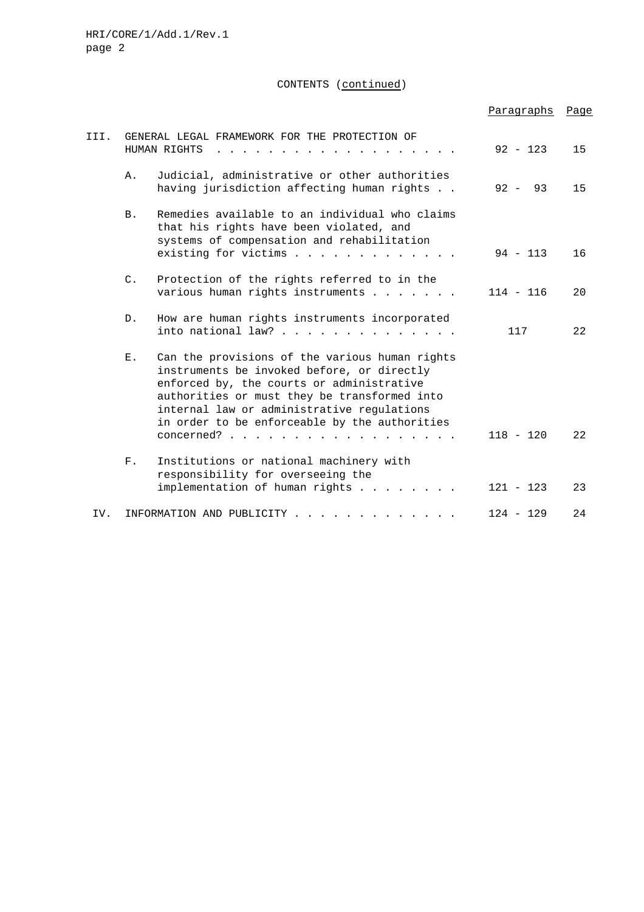CONTENTS (*continued*)

| | | | Paragraphs | Page |
|---|---|---|---|---|
| III. | GENERAL LEGAL FRAMEWORK FOR THE PROTECTION OF HUMAN RIGHTS | | 92 - 123 | 15 |
| | A. | Judicial, administrative or other authorities having jurisdiction affecting human rights | 92 - 93 | 15 |
| | B. | Remedies available to an individual who claims that his rights have been violated, and systems of compensation and rehabilitation existing for victims | 94 - 113 | 16 |
| | C. | Protection of the rights referred to in the various human rights instruments | 114 - 116 | 20 |
| | D. | How are human rights instruments incorporated into national law? | 117 | 22 |
| | E. | Can the provisions of the various human rights instruments be invoked before, or directly enforced by, the courts or administrative authorities or must they be transformed into internal law or administrative regulations in order to be enforceable by the authorities concerned? | 118 - 120 | 22 |
| | F. | Institutions or national machinery with responsibility for overseeing the implementation of human rights | 121 - 123 | 23 |
| IV. | INFORMATION AND PUBLICITY | | 124 - 129 | 24 |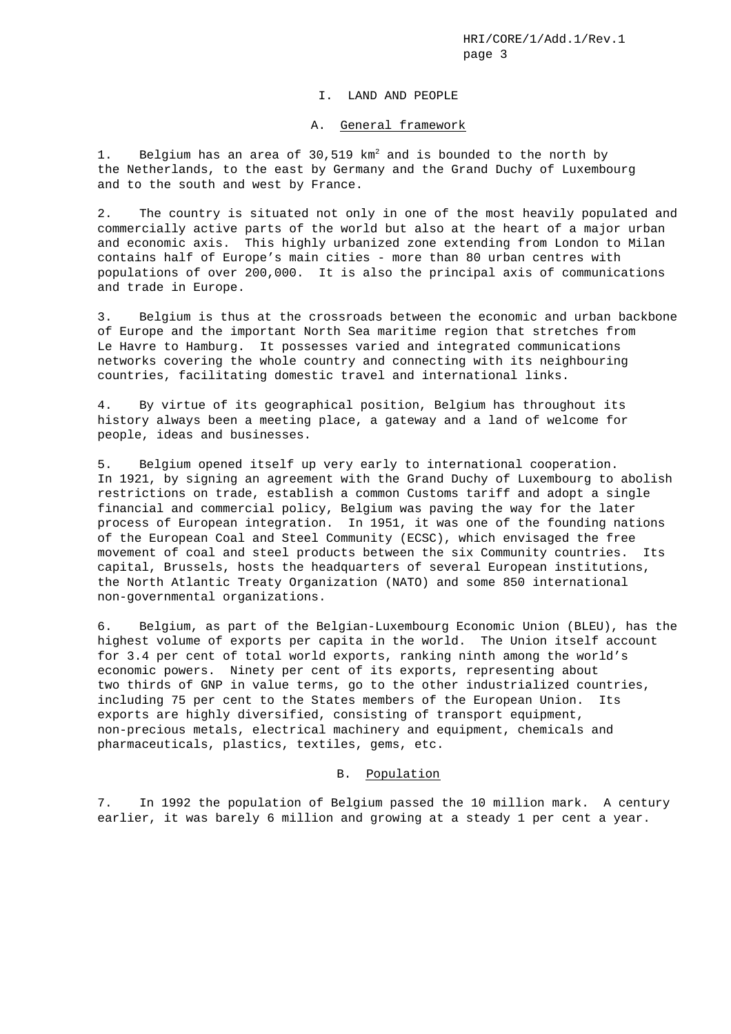# I. LAND AND PEOPLE

## A. General framework

1. Belgium has an area of 30,519 km$^2$ and is bounded to the north by the Netherlands, to the east by Germany and the Grand Duchy of Luxembourg and to the south and west by France.

2. The country is situated not only in one of the most heavily populated and commercially active parts of the world but also at the heart of a major urban and economic axis. This highly urbanized zone extending from London to Milan contains half of Europe's main cities - more than 80 urban centres with populations of over 200,000. It is also the principal axis of communications and trade in Europe.

3. Belgium is thus at the crossroads between the economic and urban backbone of Europe and the important North Sea maritime region that stretches from Le Havre to Hamburg. It possesses varied and integrated communications networks covering the whole country and connecting with its neighbouring countries, facilitating domestic travel and international links.

4. By virtue of its geographical position, Belgium has throughout its history always been a meeting place, a gateway and a land of welcome for people, ideas and businesses.

5. Belgium opened itself up very early to international cooperation. In 1921, by signing an agreement with the Grand Duchy of Luxembourg to abolish restrictions on trade, establish a common Customs tariff and adopt a single financial and commercial policy, Belgium was paving the way for the later process of European integration. In 1951, it was one of the founding nations of the European Coal and Steel Community (ECSC), which envisaged the free movement of coal and steel products between the six Community countries. Its capital, Brussels, hosts the headquarters of several European institutions, the North Atlantic Treaty Organization (NATO) and some 850 international non-governmental organizations.

6. Belgium, as part of the Belgian-Luxembourg Economic Union (BLEU), has the highest volume of exports per capita in the world. The Union itself account for 3.4 per cent of total world exports, ranking ninth among the world's economic powers. Ninety per cent of its exports, representing about two thirds of GNP in value terms, go to the other industrialized countries, including 75 per cent to the States members of the European Union. Its exports are highly diversified, consisting of transport equipment, non-precious metals, electrical machinery and equipment, chemicals and pharmaceuticals, plastics, textiles, gems, etc.

## B. Population

7. In 1992 the population of Belgium passed the 10 million mark. A century earlier, it was barely 6 million and growing at a steady 1 per cent a year.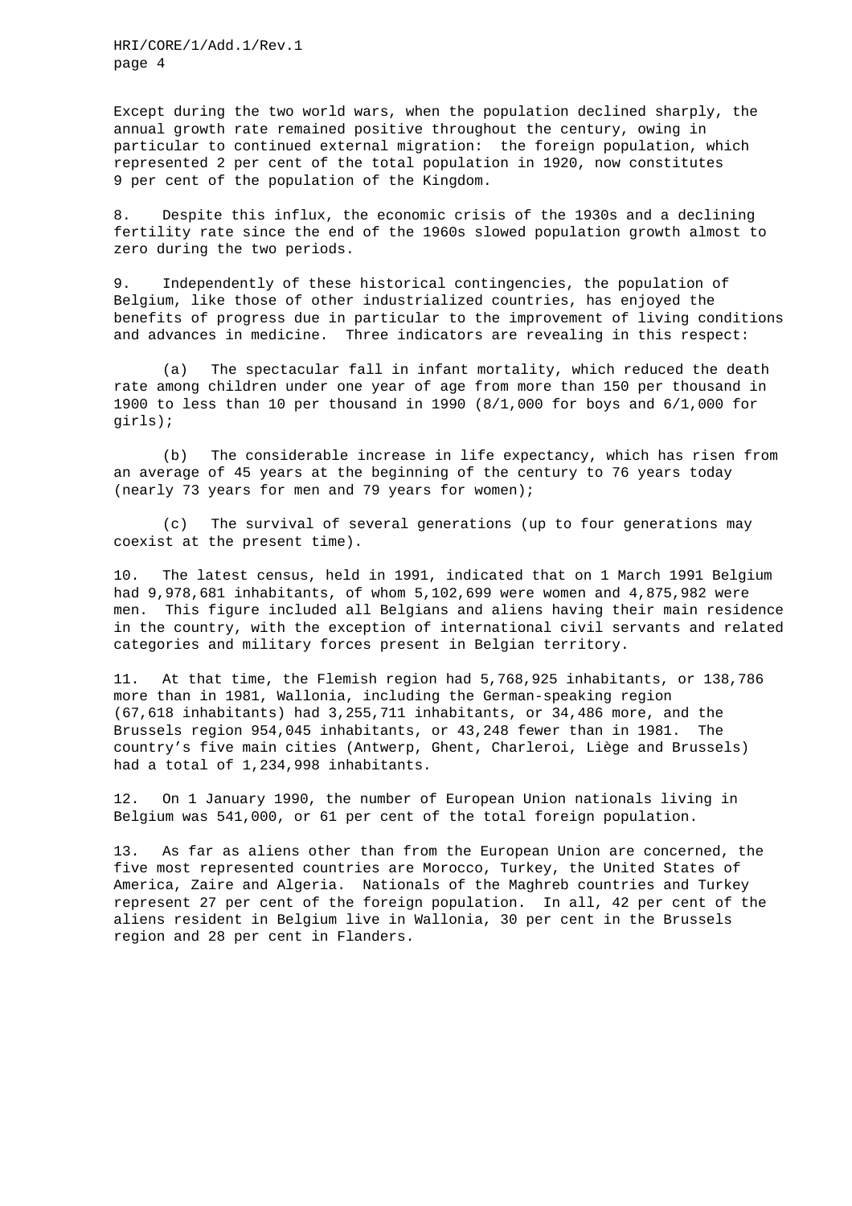Except during the two world wars, when the population declined sharply, the annual growth rate remained positive throughout the century, owing in particular to continued external migration: the foreign population, which represented 2 per cent of the total population in 1920, now constitutes 9 per cent of the population of the Kingdom.

8. Despite this influx, the economic crisis of the 1930s and a declining fertility rate since the end of the 1960s slowed population growth almost to zero during the two periods.

9. Independently of these historical contingencies, the population of Belgium, like those of other industrialized countries, has enjoyed the benefits of progress due in particular to the improvement of living conditions and advances in medicine. Three indicators are revealing in this respect:

(a) The spectacular fall in infant mortality, which reduced the death rate among children under one year of age from more than 150 per thousand in 1900 to less than 10 per thousand in 1990 (8/1,000 for boys and 6/1,000 for girls);

(b) The considerable increase in life expectancy, which has risen from an average of 45 years at the beginning of the century to 76 years today (nearly 73 years for men and 79 years for women);

(c) The survival of several generations (up to four generations may coexist at the present time).

10. The latest census, held in 1991, indicated that on 1 March 1991 Belgium had 9,978,681 inhabitants, of whom 5,102,699 were women and 4,875,982 were men. This figure included all Belgians and aliens having their main residence in the country, with the exception of international civil servants and related categories and military forces present in Belgian territory.

11. At that time, the Flemish region had 5,768,925 inhabitants, or 138,786 more than in 1981, Wallonia, including the German-speaking region (67,618 inhabitants) had 3,255,711 inhabitants, or 34,486 more, and the Brussels region 954,045 inhabitants, or 43,248 fewer than in 1981. The country's five main cities (Antwerp, Ghent, Charleroi, Liège and Brussels) had a total of 1,234,998 inhabitants.

12. On 1 January 1990, the number of European Union nationals living in Belgium was 541,000, or 61 per cent of the total foreign population.

13. As far as aliens other than from the European Union are concerned, the five most represented countries are Morocco, Turkey, the United States of America, Zaire and Algeria. Nationals of the Maghreb countries and Turkey represent 27 per cent of the foreign population. In all, 42 per cent of the aliens resident in Belgium live in Wallonia, 30 per cent in the Brussels region and 28 per cent in Flanders.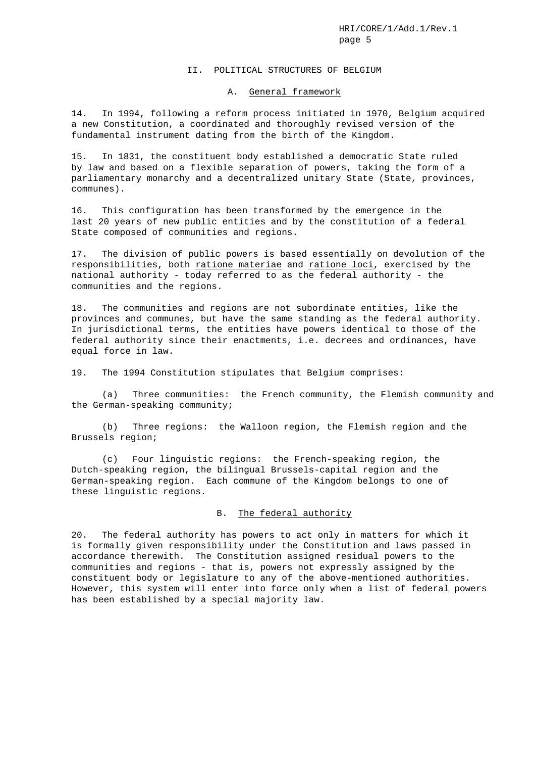## II. POLITICAL STRUCTURES OF BELGIUM

### A. General framework

14. In 1994, following a reform process initiated in 1970, Belgium acquired a new Constitution, a coordinated and thoroughly revised version of the fundamental instrument dating from the birth of the Kingdom.

15. In 1831, the constituent body established a democratic State ruled by law and based on a flexible separation of powers, taking the form of a parliamentary monarchy and a decentralized unitary State (State, provinces, communes).

16. This configuration has been transformed by the emergence in the last 20 years of new public entities and by the constitution of a federal State composed of communities and regions.

17. The division of public powers is based essentially on devolution of the responsibilities, both *ratione materiae* and *ratione loci*, exercised by the national authority - today referred to as the federal authority - the communities and the regions.

18. The communities and regions are not subordinate entities, like the provinces and communes, but have the same standing as the federal authority. In jurisdictional terms, the entities have powers identical to those of the federal authority since their enactments, i.e. decrees and ordinances, have equal force in law.

19. The 1994 Constitution stipulates that Belgium comprises:

(a) Three communities: the French community, the Flemish community and the German-speaking community;

(b) Three regions: the Walloon region, the Flemish region and the Brussels region;

(c) Four linguistic regions: the French-speaking region, the Dutch-speaking region, the bilingual Brussels-capital region and the German-speaking region. Each commune of the Kingdom belongs to one of these linguistic regions.

### B. The federal authority

20. The federal authority has powers to act only in matters for which it is formally given responsibility under the Constitution and laws passed in accordance therewith. The Constitution assigned residual powers to the communities and regions - that is, powers not expressly assigned by the constituent body or legislature to any of the above-mentioned authorities. However, this system will enter into force only when a list of federal powers has been established by a special majority law.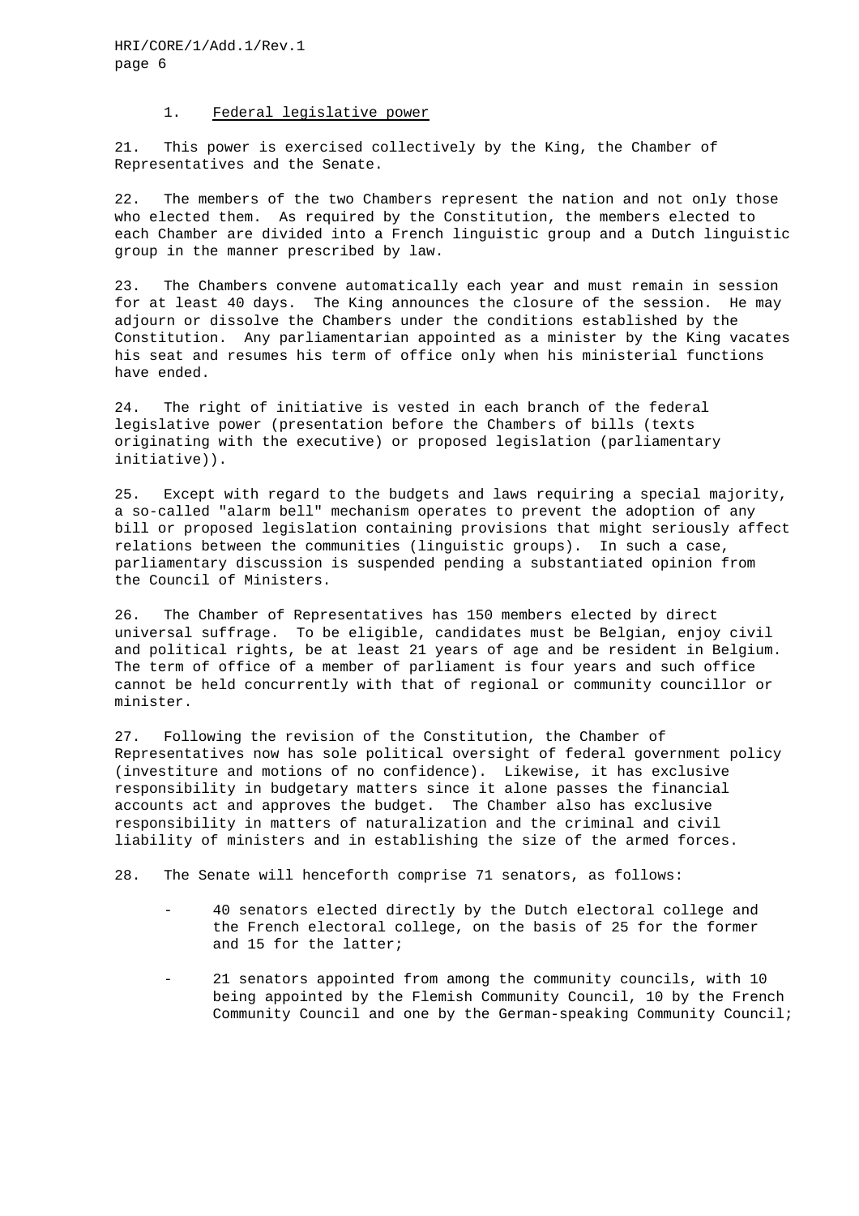### 1. Federal legislative power

21. This power is exercised collectively by the King, the Chamber of Representatives and the Senate.

22. The members of the two Chambers represent the nation and not only those who elected them. As required by the Constitution, the members elected to each Chamber are divided into a French linguistic group and a Dutch linguistic group in the manner prescribed by law.

23. The Chambers convene automatically each year and must remain in session for at least 40 days. The King announces the closure of the session. He may adjourn or dissolve the Chambers under the conditions established by the Constitution. Any parliamentarian appointed as a minister by the King vacates his seat and resumes his term of office only when his ministerial functions have ended.

24. The right of initiative is vested in each branch of the federal legislative power (presentation before the Chambers of bills (texts originating with the executive) or proposed legislation (parliamentary initiative)).

25. Except with regard to the budgets and laws requiring a special majority, a so-called "alarm bell" mechanism operates to prevent the adoption of any bill or proposed legislation containing provisions that might seriously affect relations between the communities (linguistic groups). In such a case, parliamentary discussion is suspended pending a substantiated opinion from the Council of Ministers.

26. The Chamber of Representatives has 150 members elected by direct universal suffrage. To be eligible, candidates must be Belgian, enjoy civil and political rights, be at least 21 years of age and be resident in Belgium. The term of office of a member of parliament is four years and such office cannot be held concurrently with that of regional or community councillor or minister.

27. Following the revision of the Constitution, the Chamber of Representatives now has sole political oversight of federal government policy (investiture and motions of no confidence). Likewise, it has exclusive responsibility in budgetary matters since it alone passes the financial accounts act and approves the budget. The Chamber also has exclusive responsibility in matters of naturalization and the criminal and civil liability of ministers and in establishing the size of the armed forces.

28. The Senate will henceforth comprise 71 senators, as follows:

- 40 senators elected directly by the Dutch electoral college and the French electoral college, on the basis of 25 for the former and 15 for the latter;

- 21 senators appointed from among the community councils, with 10 being appointed by the Flemish Community Council, 10 by the French Community Council and one by the German-speaking Community Council;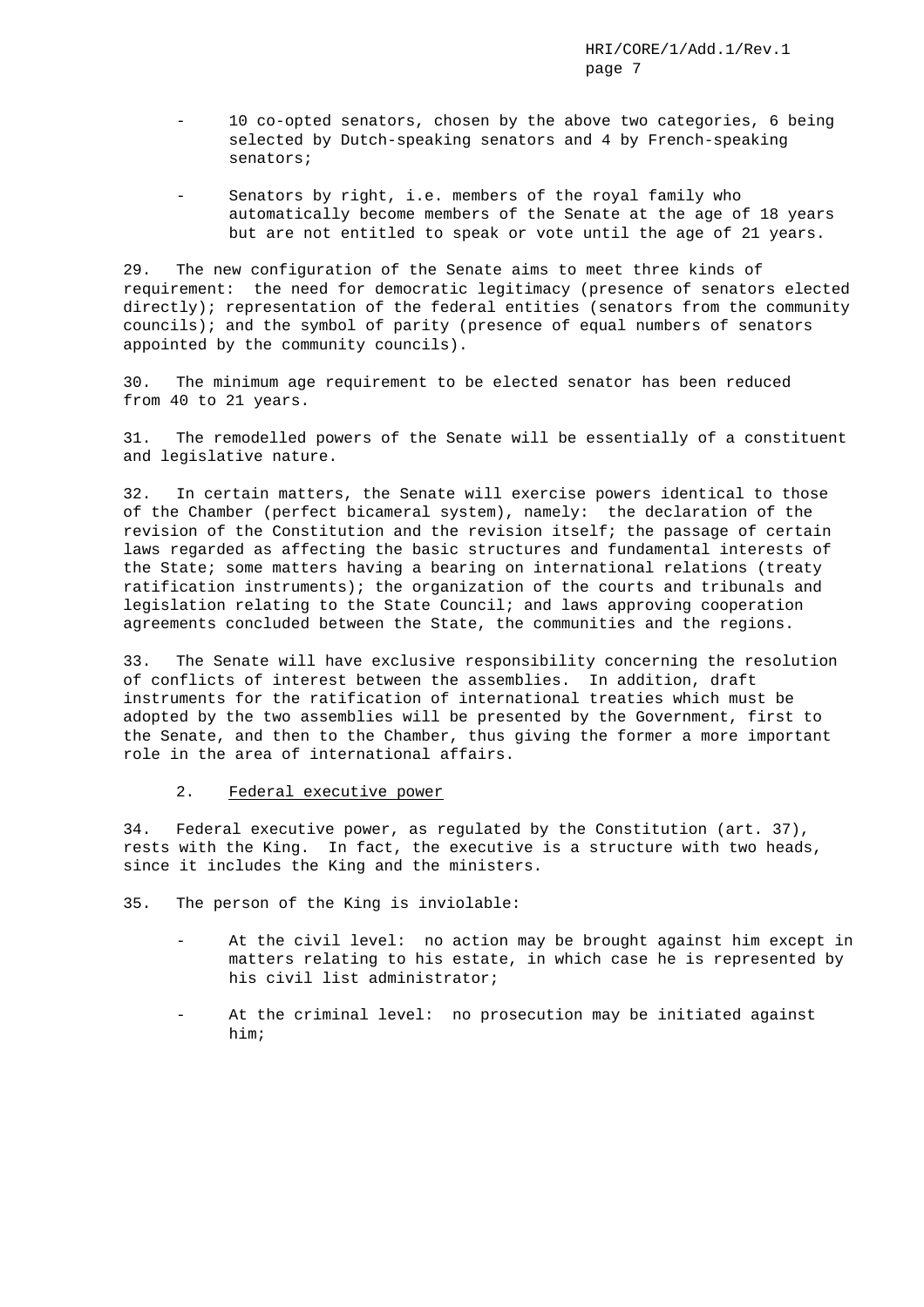- 10 co-opted senators, chosen by the above two categories, 6 being selected by Dutch-speaking senators and 4 by French-speaking senators;

- Senators by right, i.e. members of the royal family who automatically become members of the Senate at the age of 18 years but are not entitled to speak or vote until the age of 21 years.

29. The new configuration of the Senate aims to meet three kinds of requirement: the need for democratic legitimacy (presence of senators elected directly); representation of the federal entities (senators from the community councils); and the symbol of parity (presence of equal numbers of senators appointed by the community councils).

30. The minimum age requirement to be elected senator has been reduced from 40 to 21 years.

31. The remodelled powers of the Senate will be essentially of a constituent and legislative nature.

32. In certain matters, the Senate will exercise powers identical to those of the Chamber (perfect bicameral system), namely: the declaration of the revision of the Constitution and the revision itself; the passage of certain laws regarded as affecting the basic structures and fundamental interests of the State; some matters having a bearing on international relations (treaty ratification instruments); the organization of the courts and tribunals and legislation relating to the State Council; and laws approving cooperation agreements concluded between the State, the communities and the regions.

33. The Senate will have exclusive responsibility concerning the resolution of conflicts of interest between the assemblies. In addition, draft instruments for the ratification of international treaties which must be adopted by the two assemblies will be presented by the Government, first to the Senate, and then to the Chamber, thus giving the former a more important role in the area of international affairs.

### 2. Federal executive power

34. Federal executive power, as regulated by the Constitution (art. 37), rests with the King. In fact, the executive is a structure with two heads, since it includes the King and the ministers.

35. The person of the King is inviolable:

- At the civil level: no action may be brought against him except in matters relating to his estate, in which case he is represented by his civil list administrator;

- At the criminal level: no prosecution may be initiated against him;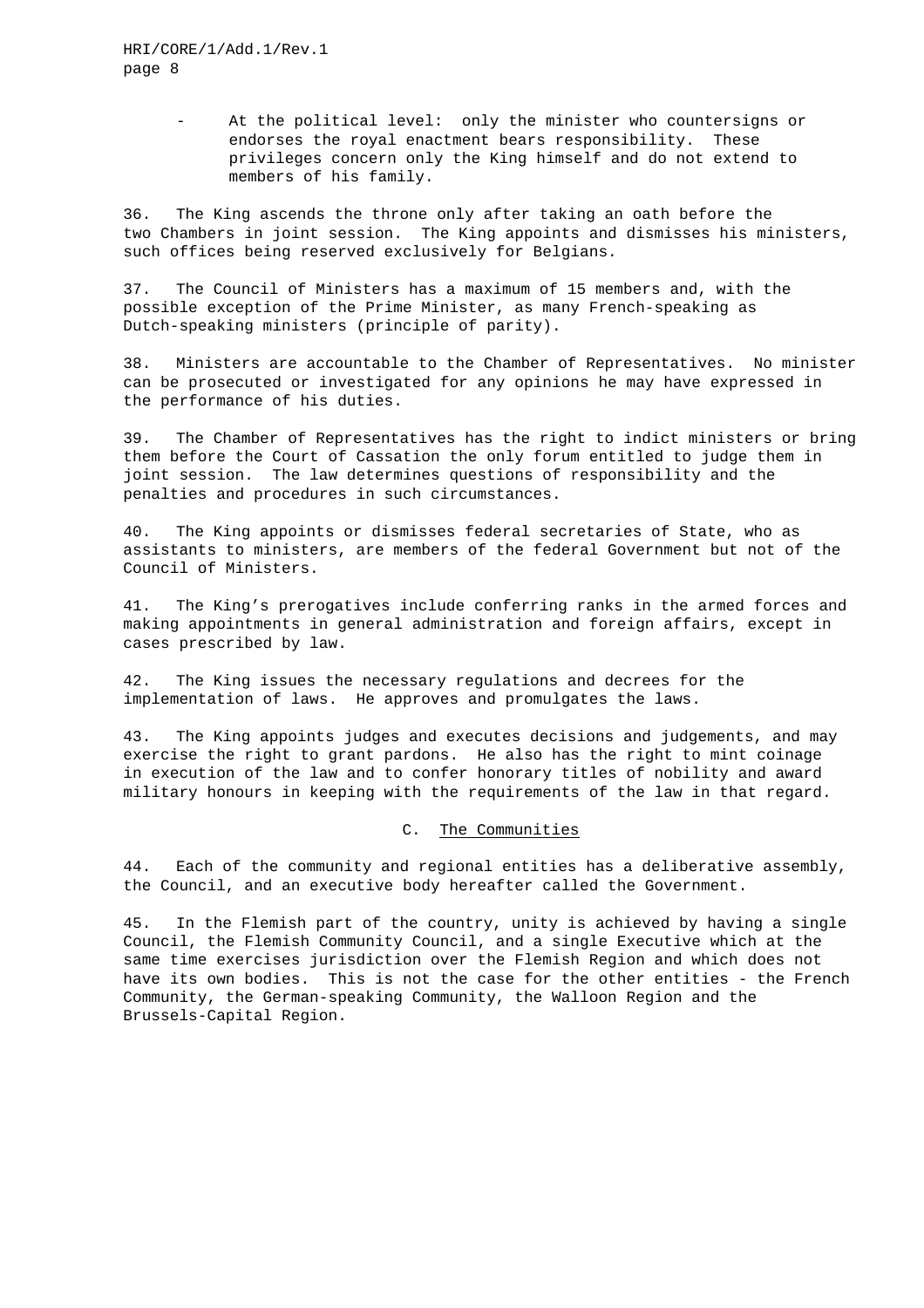- At the political level: only the minister who countersigns or endorses the royal enactment bears responsibility. These privileges concern only the King himself and do not extend to members of his family.

36. The King ascends the throne only after taking an oath before the two Chambers in joint session. The King appoints and dismisses his ministers, such offices being reserved exclusively for Belgians.

37. The Council of Ministers has a maximum of 15 members and, with the possible exception of the Prime Minister, as many French-speaking as Dutch-speaking ministers (principle of parity).

38. Ministers are accountable to the Chamber of Representatives. No minister can be prosecuted or investigated for any opinions he may have expressed in the performance of his duties.

39. The Chamber of Representatives has the right to indict ministers or bring them before the Court of Cassation the only forum entitled to judge them in joint session. The law determines questions of responsibility and the penalties and procedures in such circumstances.

40. The King appoints or dismisses federal secretaries of State, who as assistants to ministers, are members of the federal Government but not of the Council of Ministers.

41. The King's prerogatives include conferring ranks in the armed forces and making appointments in general administration and foreign affairs, except in cases prescribed by law.

42. The King issues the necessary regulations and decrees for the implementation of laws. He approves and promulgates the laws.

43. The King appoints judges and executes decisions and judgements, and may exercise the right to grant pardons. He also has the right to mint coinage in execution of the law and to confer honorary titles of nobility and award military honours in keeping with the requirements of the law in that regard.

## C. The Communities

44. Each of the community and regional entities has a deliberative assembly, the Council, and an executive body hereafter called the Government.

45. In the Flemish part of the country, unity is achieved by having a single Council, the Flemish Community Council, and a single Executive which at the same time exercises jurisdiction over the Flemish Region and which does not have its own bodies. This is not the case for the other entities - the French Community, the German-speaking Community, the Walloon Region and the Brussels-Capital Region.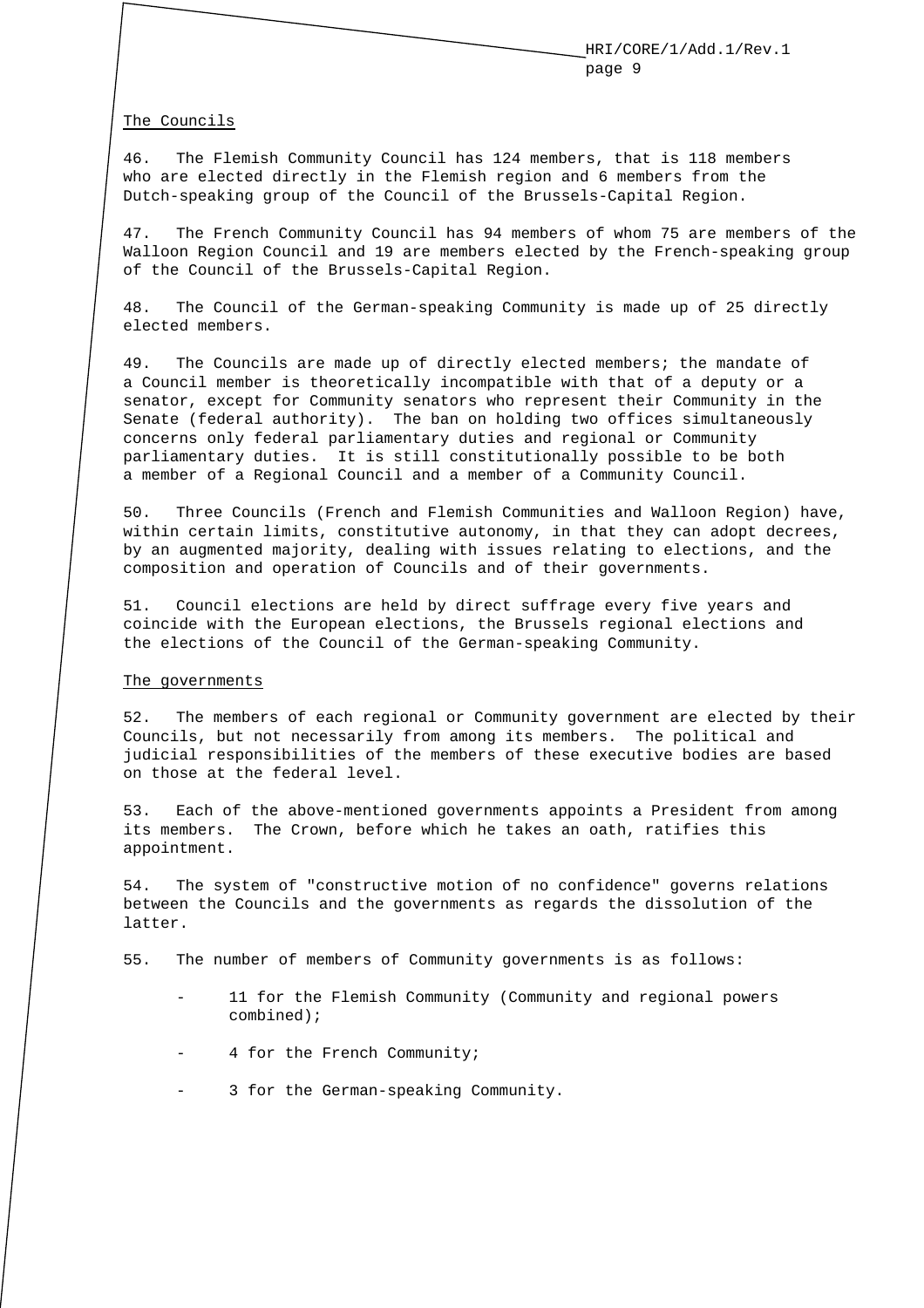The Councils

46. The Flemish Community Council has 124 members, that is 118 members who are elected directly in the Flemish region and 6 members from the Dutch-speaking group of the Council of the Brussels-Capital Region.

47. The French Community Council has 94 members of whom 75 are members of the Walloon Region Council and 19 are members elected by the French-speaking group of the Council of the Brussels-Capital Region.

48. The Council of the German-speaking Community is made up of 25 directly elected members.

49. The Councils are made up of directly elected members; the mandate of a Council member is theoretically incompatible with that of a deputy or a senator, except for Community senators who represent their Community in the Senate (federal authority). The ban on holding two offices simultaneously concerns only federal parliamentary duties and regional or Community parliamentary duties. It is still constitutionally possible to be both a member of a Regional Council and a member of a Community Council.

50. Three Councils (French and Flemish Communities and Walloon Region) have, within certain limits, constitutive autonomy, in that they can adopt decrees, by an augmented majority, dealing with issues relating to elections, and the composition and operation of Councils and of their governments.

51. Council elections are held by direct suffrage every five years and coincide with the European elections, the Brussels regional elections and the elections of the Council of the German-speaking Community.

The governments

52. The members of each regional or Community government are elected by their Councils, but not necessarily from among its members. The political and judicial responsibilities of the members of these executive bodies are based on those at the federal level.

53. Each of the above-mentioned governments appoints a President from among its members. The Crown, before which he takes an oath, ratifies this appointment.

54. The system of "constructive motion of no confidence" governs relations between the Councils and the governments as regards the dissolution of the latter.

55. The number of members of Community governments is as follows:

- 11 for the Flemish Community (Community and regional powers combined);
- 4 for the French Community;
- 3 for the German-speaking Community.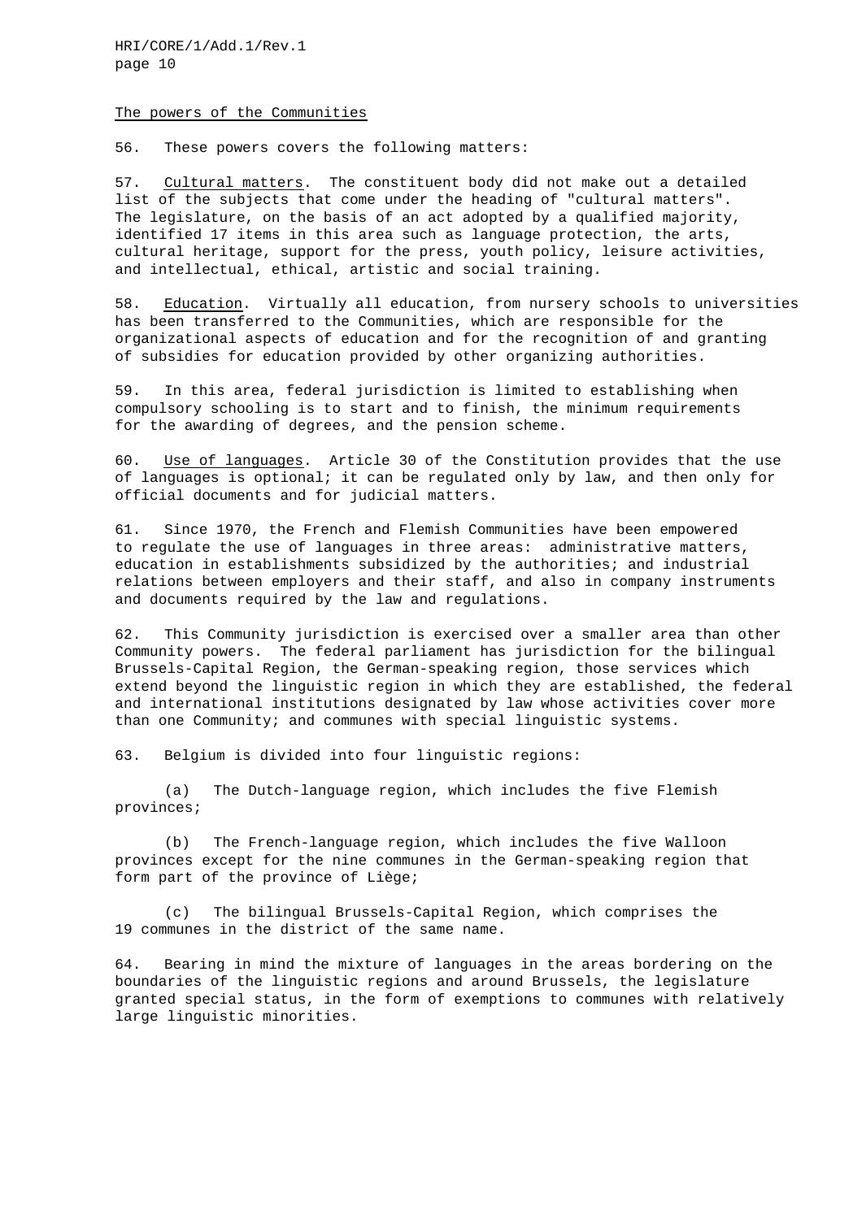The powers of the Communities

56. These powers covers the following matters:

57. Cultural matters. The constituent body did not make out a detailed list of the subjects that come under the heading of "cultural matters". The legislature, on the basis of an act adopted by a qualified majority, identified 17 items in this area such as language protection, the arts, cultural heritage, support for the press, youth policy, leisure activities, and intellectual, ethical, artistic and social training.

58. Education. Virtually all education, from nursery schools to universities has been transferred to the Communities, which are responsible for the organizational aspects of education and for the recognition of and granting of subsidies for education provided by other organizing authorities.

59. In this area, federal jurisdiction is limited to establishing when compulsory schooling is to start and to finish, the minimum requirements for the awarding of degrees, and the pension scheme.

60. Use of languages. Article 30 of the Constitution provides that the use of languages is optional; it can be regulated only by law, and then only for official documents and for judicial matters.

61. Since 1970, the French and Flemish Communities have been empowered to regulate the use of languages in three areas: administrative matters, education in establishments subsidized by the authorities; and industrial relations between employers and their staff, and also in company instruments and documents required by the law and regulations.

62. This Community jurisdiction is exercised over a smaller area than other Community powers. The federal parliament has jurisdiction for the bilingual Brussels-Capital Region, the German-speaking region, those services which extend beyond the linguistic region in which they are established, the federal and international institutions designated by law whose activities cover more than one Community; and communes with special linguistic systems.

63. Belgium is divided into four linguistic regions:

(a) The Dutch-language region, which includes the five Flemish provinces;

(b) The French-language region, which includes the five Walloon provinces except for the nine communes in the German-speaking region that form part of the province of Liège;

(c) The bilingual Brussels-Capital Region, which comprises the 19 communes in the district of the same name.

64. Bearing in mind the mixture of languages in the areas bordering on the boundaries of the linguistic regions and around Brussels, the legislature granted special status, in the form of exemptions to communes with relatively large linguistic minorities.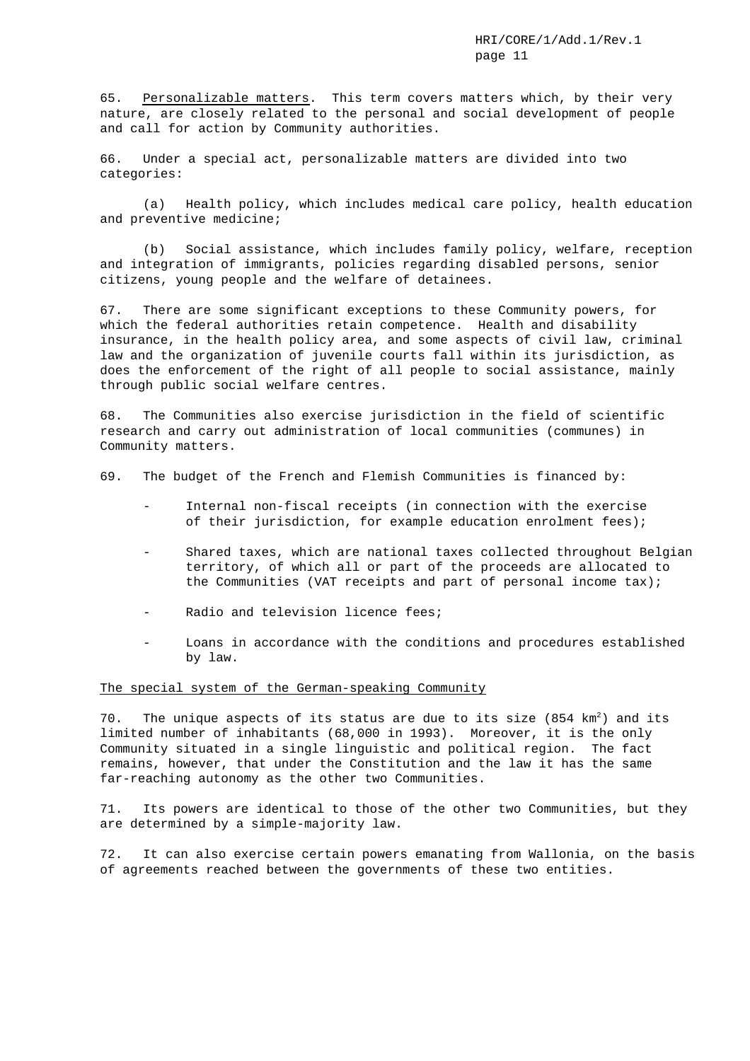65. Personalizable matters. This term covers matters which, by their very nature, are closely related to the personal and social development of people and call for action by Community authorities.

66. Under a special act, personalizable matters are divided into two categories:

(a) Health policy, which includes medical care policy, health education and preventive medicine;

(b) Social assistance, which includes family policy, welfare, reception and integration of immigrants, policies regarding disabled persons, senior citizens, young people and the welfare of detainees.

67. There are some significant exceptions to these Community powers, for which the federal authorities retain competence. Health and disability insurance, in the health policy area, and some aspects of civil law, criminal law and the organization of juvenile courts fall within its jurisdiction, as does the enforcement of the right of all people to social assistance, mainly through public social welfare centres.

68. The Communities also exercise jurisdiction in the field of scientific research and carry out administration of local communities (communes) in Community matters.

69. The budget of the French and Flemish Communities is financed by:

- Internal non-fiscal receipts (in connection with the exercise of their jurisdiction, for example education enrolment fees);
- Shared taxes, which are national taxes collected throughout Belgian territory, of which all or part of the proceeds are allocated to the Communities (VAT receipts and part of personal income tax);
- Radio and television licence fees;
- Loans in accordance with the conditions and procedures established by law.

## The special system of the German-speaking Community

70. The unique aspects of its status are due to its size (854 $km^2$) and its limited number of inhabitants (68,000 in 1993). Moreover, it is the only Community situated in a single linguistic and political region. The fact remains, however, that under the Constitution and the law it has the same far-reaching autonomy as the other two Communities.

71. Its powers are identical to those of the other two Communities, but they are determined by a simple-majority law.

72. It can also exercise certain powers emanating from Wallonia, on the basis of agreements reached between the governments of these two entities.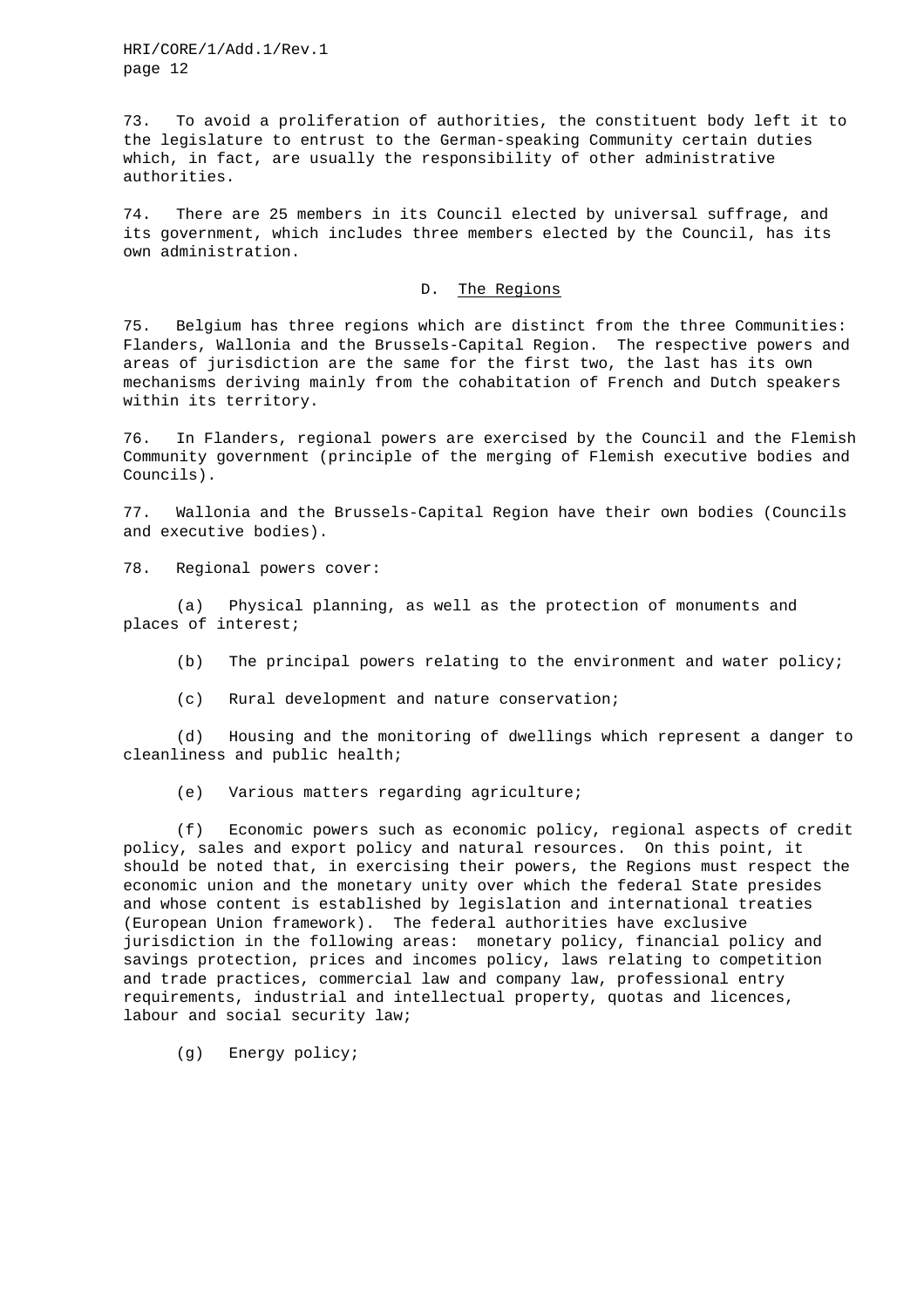73. To avoid a proliferation of authorities, the constituent body left it to the legislature to entrust to the German-speaking Community certain duties which, in fact, are usually the responsibility of other administrative authorities.

74. There are 25 members in its Council elected by universal suffrage, and its government, which includes three members elected by the Council, has its own administration.

## D. The Regions

75. Belgium has three regions which are distinct from the three Communities: Flanders, Wallonia and the Brussels-Capital Region. The respective powers and areas of jurisdiction are the same for the first two, the last has its own mechanisms deriving mainly from the cohabitation of French and Dutch speakers within its territory.

76. In Flanders, regional powers are exercised by the Council and the Flemish Community government (principle of the merging of Flemish executive bodies and Councils).

77. Wallonia and the Brussels-Capital Region have their own bodies (Councils and executive bodies).

78. Regional powers cover:

(a) Physical planning, as well as the protection of monuments and places of interest;

(b) The principal powers relating to the environment and water policy;

(c) Rural development and nature conservation;

(d) Housing and the monitoring of dwellings which represent a danger to cleanliness and public health;

(e) Various matters regarding agriculture;

(f) Economic powers such as economic policy, regional aspects of credit policy, sales and export policy and natural resources. On this point, it should be noted that, in exercising their powers, the Regions must respect the economic union and the monetary unity over which the federal State presides and whose content is established by legislation and international treaties (European Union framework). The federal authorities have exclusive jurisdiction in the following areas: monetary policy, financial policy and savings protection, prices and incomes policy, laws relating to competition and trade practices, commercial law and company law, professional entry requirements, industrial and intellectual property, quotas and licences, labour and social security law;

(g) Energy policy;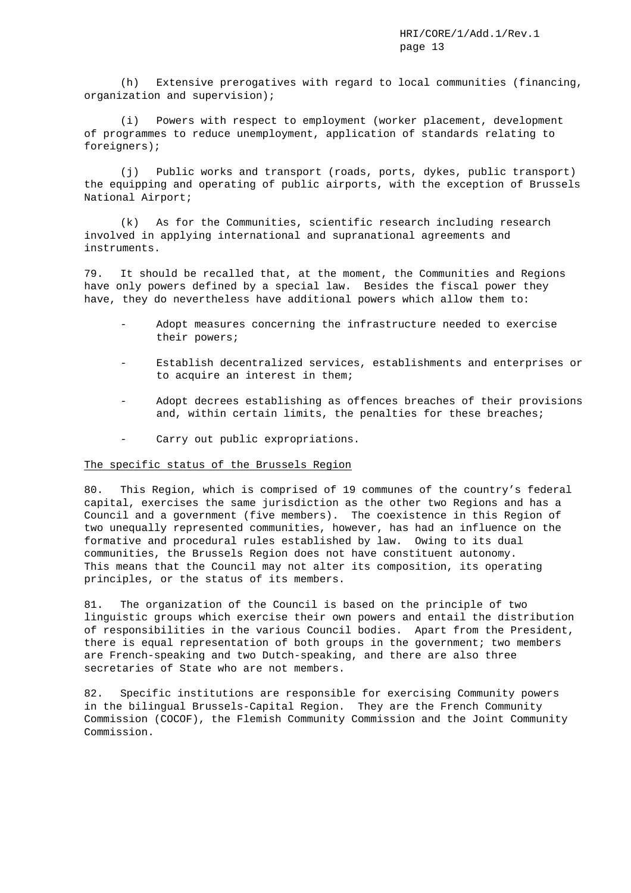(h) Extensive prerogatives with regard to local communities (financing, organization and supervision);

(i) Powers with respect to employment (worker placement, development of programmes to reduce unemployment, application of standards relating to foreigners);

(j) Public works and transport (roads, ports, dykes, public transport) the equipping and operating of public airports, with the exception of Brussels National Airport;

(k) As for the Communities, scientific research including research involved in applying international and supranational agreements and instruments.

79. It should be recalled that, at the moment, the Communities and Regions have only powers defined by a special law. Besides the fiscal power they have, they do nevertheless have additional powers which allow them to:

- Adopt measures concerning the infrastructure needed to exercise their powers;
- Establish decentralized services, establishments and enterprises or to acquire an interest in them;
- Adopt decrees establishing as offences breaches of their provisions and, within certain limits, the penalties for these breaches;
- Carry out public expropriations.

The specific status of the Brussels Region

80. This Region, which is comprised of 19 communes of the country's federal capital, exercises the same jurisdiction as the other two Regions and has a Council and a government (five members). The coexistence in this Region of two unequally represented communities, however, has had an influence on the formative and procedural rules established by law. Owing to its dual communities, the Brussels Region does not have constituent autonomy. This means that the Council may not alter its composition, its operating principles, or the status of its members.

81. The organization of the Council is based on the principle of two linguistic groups which exercise their own powers and entail the distribution of responsibilities in the various Council bodies. Apart from the President, there is equal representation of both groups in the government; two members are French-speaking and two Dutch-speaking, and there are also three secretaries of State who are not members.

82. Specific institutions are responsible for exercising Community powers in the bilingual Brussels-Capital Region. They are the French Community Commission (COCOF), the Flemish Community Commission and the Joint Community Commission.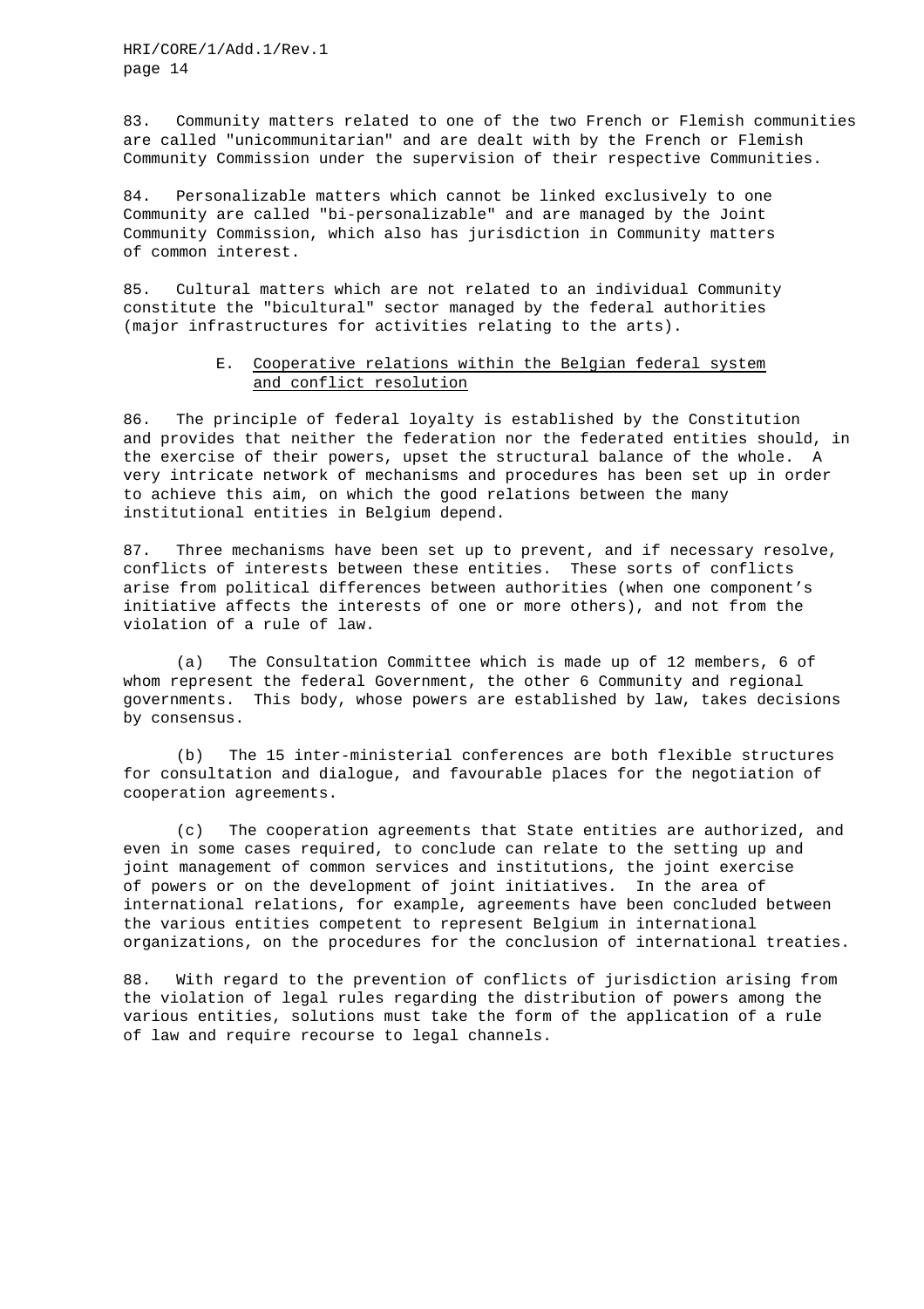83. Community matters related to one of the two French or Flemish communities are called "unicommunitarian" and are dealt with by the French or Flemish Community Commission under the supervision of their respective Communities.

84. Personalizable matters which cannot be linked exclusively to one Community are called "bi-personalizable" and are managed by the Joint Community Commission, which also has jurisdiction in Community matters of common interest.

85. Cultural matters which are not related to an individual Community constitute the "bicultural" sector managed by the federal authorities (major infrastructures for activities relating to the arts).

## E. Cooperative relations within the Belgian federal system and conflict resolution

86. The principle of federal loyalty is established by the Constitution and provides that neither the federation nor the federated entities should, in the exercise of their powers, upset the structural balance of the whole. A very intricate network of mechanisms and procedures has been set up in order to achieve this aim, on which the good relations between the many institutional entities in Belgium depend.

87. Three mechanisms have been set up to prevent, and if necessary resolve, conflicts of interests between these entities. These sorts of conflicts arise from political differences between authorities (when one component's initiative affects the interests of one or more others), and not from the violation of a rule of law.

(a) The Consultation Committee which is made up of 12 members, 6 of whom represent the federal Government, the other 6 Community and regional governments. This body, whose powers are established by law, takes decisions by consensus.

(b) The 15 inter-ministerial conferences are both flexible structures for consultation and dialogue, and favourable places for the negotiation of cooperation agreements.

(c) The cooperation agreements that State entities are authorized, and even in some cases required, to conclude can relate to the setting up and joint management of common services and institutions, the joint exercise of powers or on the development of joint initiatives. In the area of international relations, for example, agreements have been concluded between the various entities competent to represent Belgium in international organizations, on the procedures for the conclusion of international treaties.

88. With regard to the prevention of conflicts of jurisdiction arising from the violation of legal rules regarding the distribution of powers among the various entities, solutions must take the form of the application of a rule of law and require recourse to legal channels.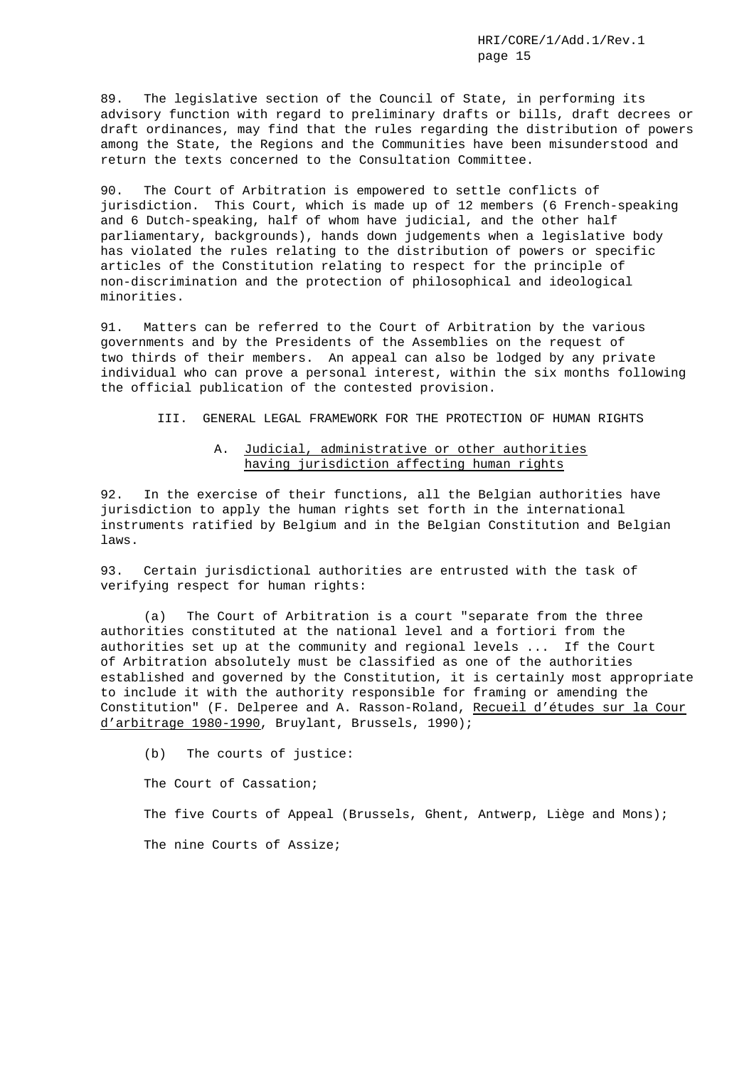89. The legislative section of the Council of State, in performing its advisory function with regard to preliminary drafts or bills, draft decrees or draft ordinances, may find that the rules regarding the distribution of powers among the State, the Regions and the Communities have been misunderstood and return the texts concerned to the Consultation Committee.

90. The Court of Arbitration is empowered to settle conflicts of jurisdiction. This Court, which is made up of 12 members (6 French-speaking and 6 Dutch-speaking, half of whom have judicial, and the other half parliamentary, backgrounds), hands down judgements when a legislative body has violated the rules relating to the distribution of powers or specific articles of the Constitution relating to respect for the principle of non-discrimination and the protection of philosophical and ideological minorities.

91. Matters can be referred to the Court of Arbitration by the various governments and by the Presidents of the Assemblies on the request of two thirds of their members. An appeal can also be lodged by any private individual who can prove a personal interest, within the six months following the official publication of the contested provision.

## III. GENERAL LEGAL FRAMEWORK FOR THE PROTECTION OF HUMAN RIGHTS

### A. Judicial, administrative or other authorities having jurisdiction affecting human rights

92. In the exercise of their functions, all the Belgian authorities have jurisdiction to apply the human rights set forth in the international instruments ratified by Belgium and in the Belgian Constitution and Belgian laws.

93. Certain jurisdictional authorities are entrusted with the task of verifying respect for human rights:

(a) The Court of Arbitration is a court "separate from the three authorities constituted at the national level and a fortiori from the authorities set up at the community and regional levels ... If the Court of Arbitration absolutely must be classified as one of the authorities established and governed by the Constitution, it is certainly most appropriate to include it with the authority responsible for framing or amending the Constitution" (F. Delperee and A. Rasson-Roland, *Recueil d'études sur la Cour d'arbitrage 1980-1990*, Bruylant, Brussels, 1990);

(b) The courts of justice:

The Court of Cassation;

The five Courts of Appeal (Brussels, Ghent, Antwerp, Liège and Mons);

The nine Courts of Assize;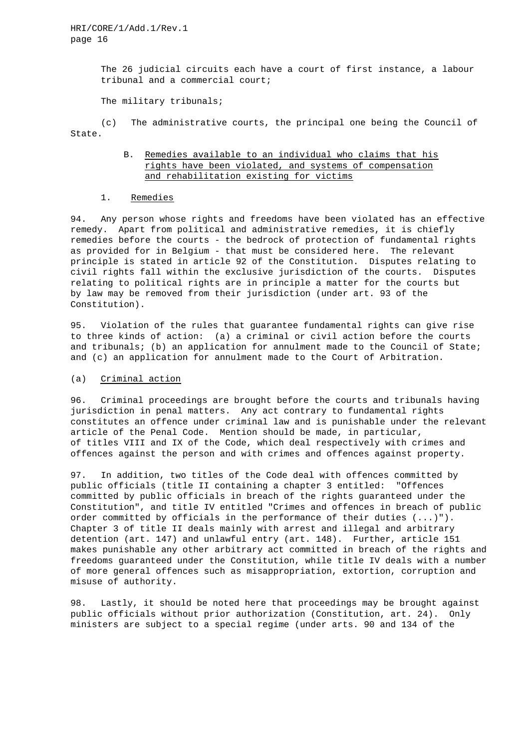The 26 judicial circuits each have a court of first instance, a labour tribunal and a commercial court;

The military tribunals;

(c) The administrative courts, the principal one being the Council of State.

### B. Remedies available to an individual who claims that his rights have been violated, and systems of compensation and rehabilitation existing for victims

#### 1. Remedies

94. Any person whose rights and freedoms have been violated has an effective remedy. Apart from political and administrative remedies, it is chiefly remedies before the courts - the bedrock of protection of fundamental rights as provided for in Belgium - that must be considered here. The relevant principle is stated in article 92 of the Constitution. Disputes relating to civil rights fall within the exclusive jurisdiction of the courts. Disputes relating to political rights are in principle a matter for the courts but by law may be removed from their jurisdiction (under art. 93 of the Constitution).

95. Violation of the rules that guarantee fundamental rights can give rise to three kinds of action: (a) a criminal or civil action before the courts and tribunals; (b) an application for annulment made to the Council of State; and (c) an application for annulment made to the Court of Arbitration.

(a) Criminal action

96. Criminal proceedings are brought before the courts and tribunals having jurisdiction in penal matters. Any act contrary to fundamental rights constitutes an offence under criminal law and is punishable under the relevant article of the Penal Code. Mention should be made, in particular, of titles VIII and IX of the Code, which deal respectively with crimes and offences against the person and with crimes and offences against property.

97. In addition, two titles of the Code deal with offences committed by public officials (title II containing a chapter 3 entitled: "Offences committed by public officials in breach of the rights guaranteed under the Constitution", and title IV entitled "Crimes and offences in breach of public order committed by officials in the performance of their duties (...)"). Chapter 3 of title II deals mainly with arrest and illegal and arbitrary detention (art. 147) and unlawful entry (art. 148). Further, article 151 makes punishable any other arbitrary act committed in breach of the rights and freedoms guaranteed under the Constitution, while title IV deals with a number of more general offences such as misappropriation, extortion, corruption and misuse of authority.

98. Lastly, it should be noted here that proceedings may be brought against public officials without prior authorization (Constitution, art. 24). Only ministers are subject to a special regime (under arts. 90 and 134 of the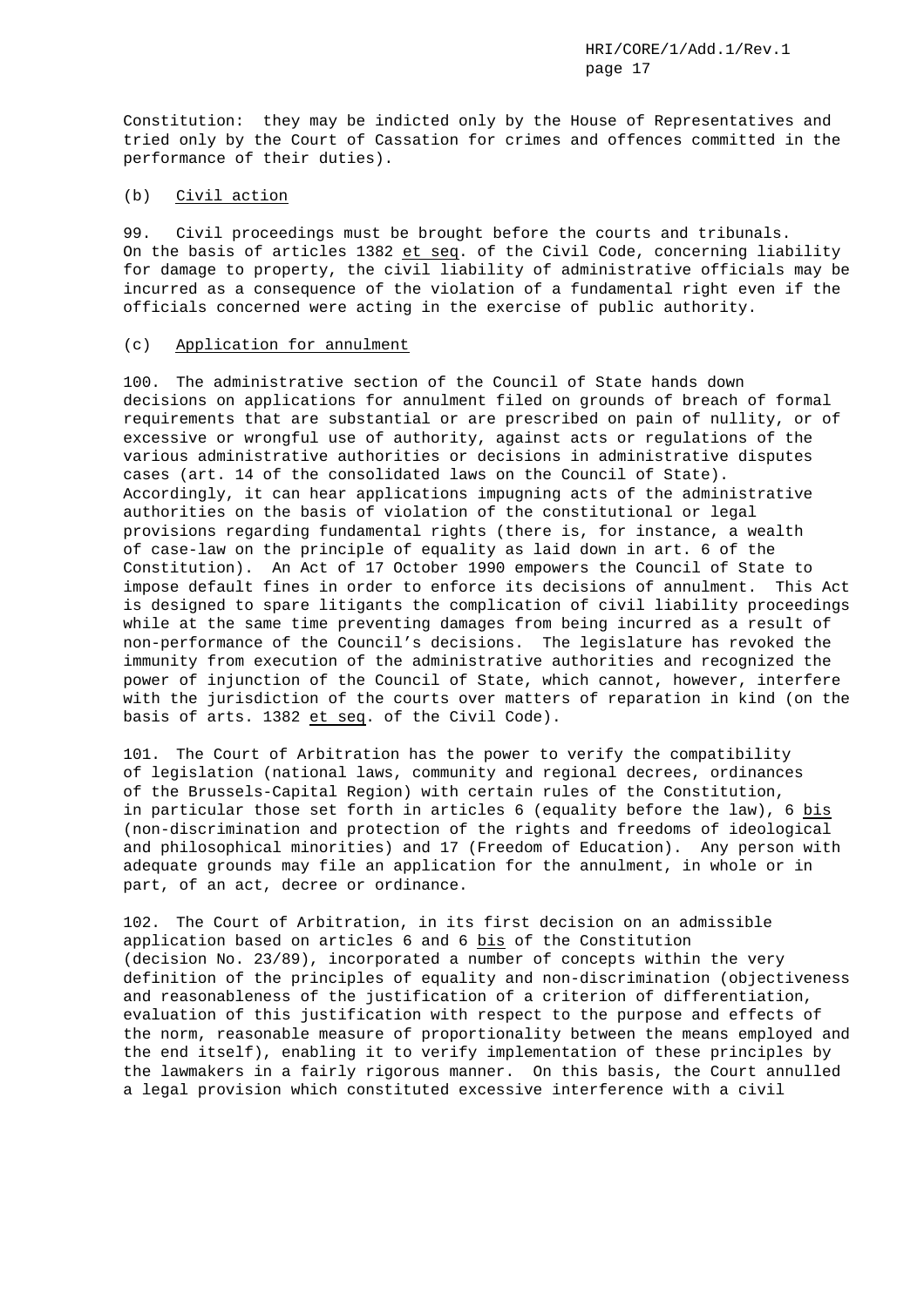Constitution: they may be indicted only by the House of Representatives and tried only by the Court of Cassation for crimes and offences committed in the performance of their duties).

(b) Civil action

99. Civil proceedings must be brought before the courts and tribunals. On the basis of articles 1382 *et seq*. of the Civil Code, concerning liability for damage to property, the civil liability of administrative officials may be incurred as a consequence of the violation of a fundamental right even if the officials concerned were acting in the exercise of public authority.

(c) Application for annulment

100. The administrative section of the Council of State hands down decisions on applications for annulment filed on grounds of breach of formal requirements that are substantial or are prescribed on pain of nullity, or of excessive or wrongful use of authority, against acts or regulations of the various administrative authorities or decisions in administrative disputes cases (art. 14 of the consolidated laws on the Council of State). Accordingly, it can hear applications impugning acts of the administrative authorities on the basis of violation of the constitutional or legal provisions regarding fundamental rights (there is, for instance, a wealth of case-law on the principle of equality as laid down in art. 6 of the Constitution). An Act of 17 October 1990 empowers the Council of State to impose default fines in order to enforce its decisions of annulment. This Act is designed to spare litigants the complication of civil liability proceedings while at the same time preventing damages from being incurred as a result of non-performance of the Council's decisions. The legislature has revoked the immunity from execution of the administrative authorities and recognized the power of injunction of the Council of State, which cannot, however, interfere with the jurisdiction of the courts over matters of reparation in kind (on the basis of arts. 1382 *et seq*. of the Civil Code).

101. The Court of Arbitration has the power to verify the compatibility of legislation (national laws, community and regional decrees, ordinances of the Brussels-Capital Region) with certain rules of the Constitution, in particular those set forth in articles 6 (equality before the law), 6 *bis* (non-discrimination and protection of the rights and freedoms of ideological and philosophical minorities) and 17 (Freedom of Education). Any person with adequate grounds may file an application for the annulment, in whole or in part, of an act, decree or ordinance.

102. The Court of Arbitration, in its first decision on an admissible application based on articles 6 and 6 *bis* of the Constitution (decision No. 23/89), incorporated a number of concepts within the very definition of the principles of equality and non-discrimination (objectiveness and reasonableness of the justification of a criterion of differentiation, evaluation of this justification with respect to the purpose and effects of the norm, reasonable measure of proportionality between the means employed and the end itself), enabling it to verify implementation of these principles by the lawmakers in a fairly rigorous manner. On this basis, the Court annulled a legal provision which constituted excessive interference with a civil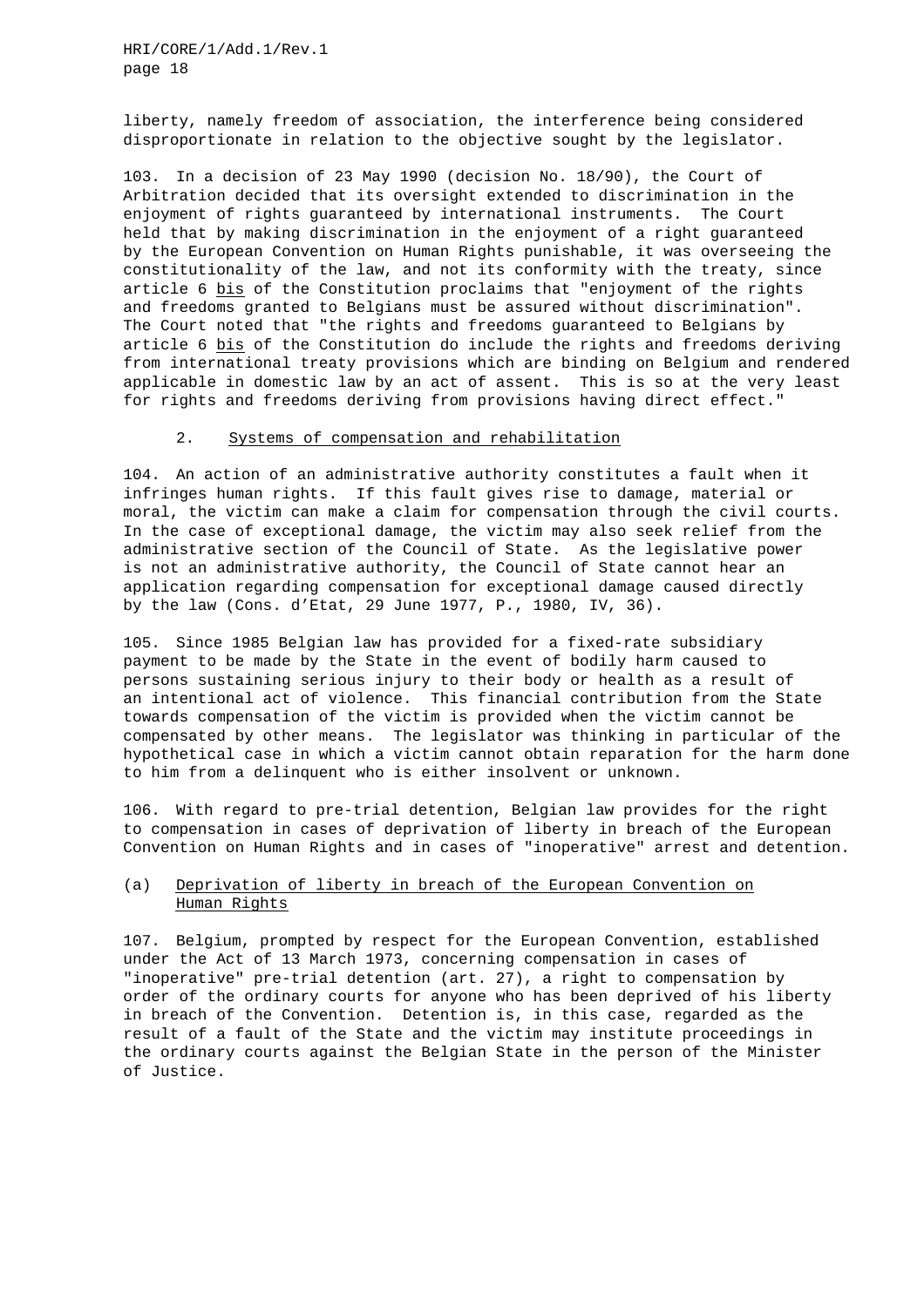liberty, namely freedom of association, the interference being considered disproportionate in relation to the objective sought by the legislator.

103. In a decision of 23 May 1990 (decision No. 18/90), the Court of Arbitration decided that its oversight extended to discrimination in the enjoyment of rights guaranteed by international instruments. The Court held that by making discrimination in the enjoyment of a right guaranteed by the European Convention on Human Rights punishable, it was overseeing the constitutionality of the law, and not its conformity with the treaty, since article 6 _bis_ of the Constitution proclaims that "enjoyment of the rights and freedoms granted to Belgians must be assured without discrimination". The Court noted that "the rights and freedoms guaranteed to Belgians by article 6 _bis_ of the Constitution do include the rights and freedoms deriving from international treaty provisions which are binding on Belgium and rendered applicable in domestic law by an act of assent. This is so at the very least for rights and freedoms deriving from provisions having direct effect."

### 2. Systems of compensation and rehabilitation

104. An action of an administrative authority constitutes a fault when it infringes human rights. If this fault gives rise to damage, material or moral, the victim can make a claim for compensation through the civil courts. In the case of exceptional damage, the victim may also seek relief from the administrative section of the Council of State. As the legislative power is not an administrative authority, the Council of State cannot hear an application regarding compensation for exceptional damage caused directly by the law (Cons. d'Etat, 29 June 1977, P., 1980, IV, 36).

105. Since 1985 Belgian law has provided for a fixed-rate subsidiary payment to be made by the State in the event of bodily harm caused to persons sustaining serious injury to their body or health as a result of an intentional act of violence. This financial contribution from the State towards compensation of the victim is provided when the victim cannot be compensated by other means. The legislator was thinking in particular of the hypothetical case in which a victim cannot obtain reparation for the harm done to him from a delinquent who is either insolvent or unknown.

106. With regard to pre-trial detention, Belgian law provides for the right to compensation in cases of deprivation of liberty in breach of the European Convention on Human Rights and in cases of "inoperative" arrest and detention.

#### (a) Deprivation of liberty in breach of the European Convention on Human Rights

107. Belgium, prompted by respect for the European Convention, established under the Act of 13 March 1973, concerning compensation in cases of "inoperative" pre-trial detention (art. 27), a right to compensation by order of the ordinary courts for anyone who has been deprived of his liberty in breach of the Convention. Detention is, in this case, regarded as the result of a fault of the State and the victim may institute proceedings in the ordinary courts against the Belgian State in the person of the Minister of Justice.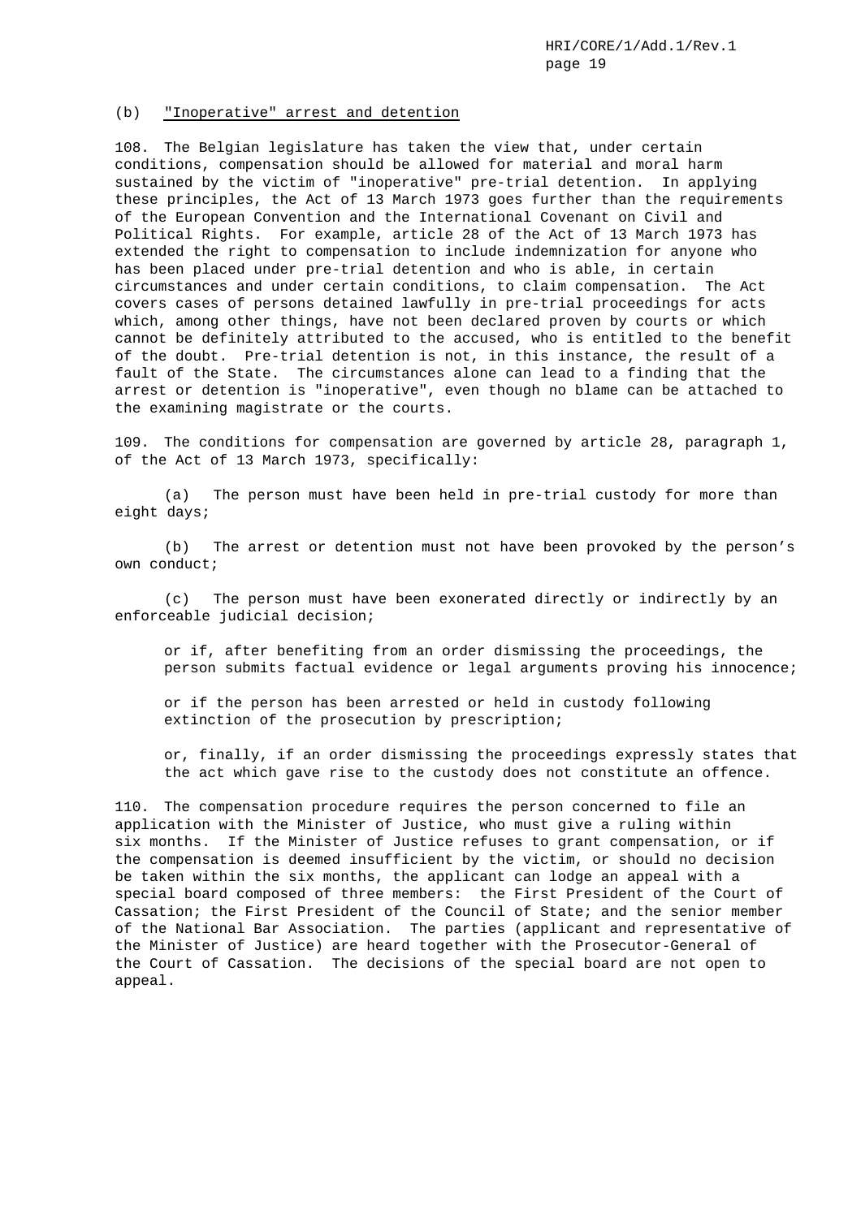### (b) "Inoperative" arrest and detention

108. The Belgian legislature has taken the view that, under certain conditions, compensation should be allowed for material and moral harm sustained by the victim of "inoperative" pre-trial detention. In applying these principles, the Act of 13 March 1973 goes further than the requirements of the European Convention and the International Covenant on Civil and Political Rights. For example, article 28 of the Act of 13 March 1973 has extended the right to compensation to include indemnization for anyone who has been placed under pre-trial detention and who is able, in certain circumstances and under certain conditions, to claim compensation. The Act covers cases of persons detained lawfully in pre-trial proceedings for acts which, among other things, have not been declared proven by courts or which cannot be definitely attributed to the accused, who is entitled to the benefit of the doubt. Pre-trial detention is not, in this instance, the result of a fault of the State. The circumstances alone can lead to a finding that the arrest or detention is "inoperative", even though no blame can be attached to the examining magistrate or the courts.

109. The conditions for compensation are governed by article 28, paragraph 1, of the Act of 13 March 1973, specifically:

(a) The person must have been held in pre-trial custody for more than eight days;

(b) The arrest or detention must not have been provoked by the person's own conduct;

(c) The person must have been exonerated directly or indirectly by an enforceable judicial decision;

> or if, after benefiting from an order dismissing the proceedings, the person submits factual evidence or legal arguments proving his innocence;
>
> or if the person has been arrested or held in custody following extinction of the prosecution by prescription;
>
> or, finally, if an order dismissing the proceedings expressly states that the act which gave rise to the custody does not constitute an offence.

110. The compensation procedure requires the person concerned to file an application with the Minister of Justice, who must give a ruling within six months. If the Minister of Justice refuses to grant compensation, or if the compensation is deemed insufficient by the victim, or should no decision be taken within the six months, the applicant can lodge an appeal with a special board composed of three members: the First President of the Court of Cassation; the First President of the Council of State; and the senior member of the National Bar Association. The parties (applicant and representative of the Minister of Justice) are heard together with the Prosecutor-General of the Court of Cassation. The decisions of the special board are not open to appeal.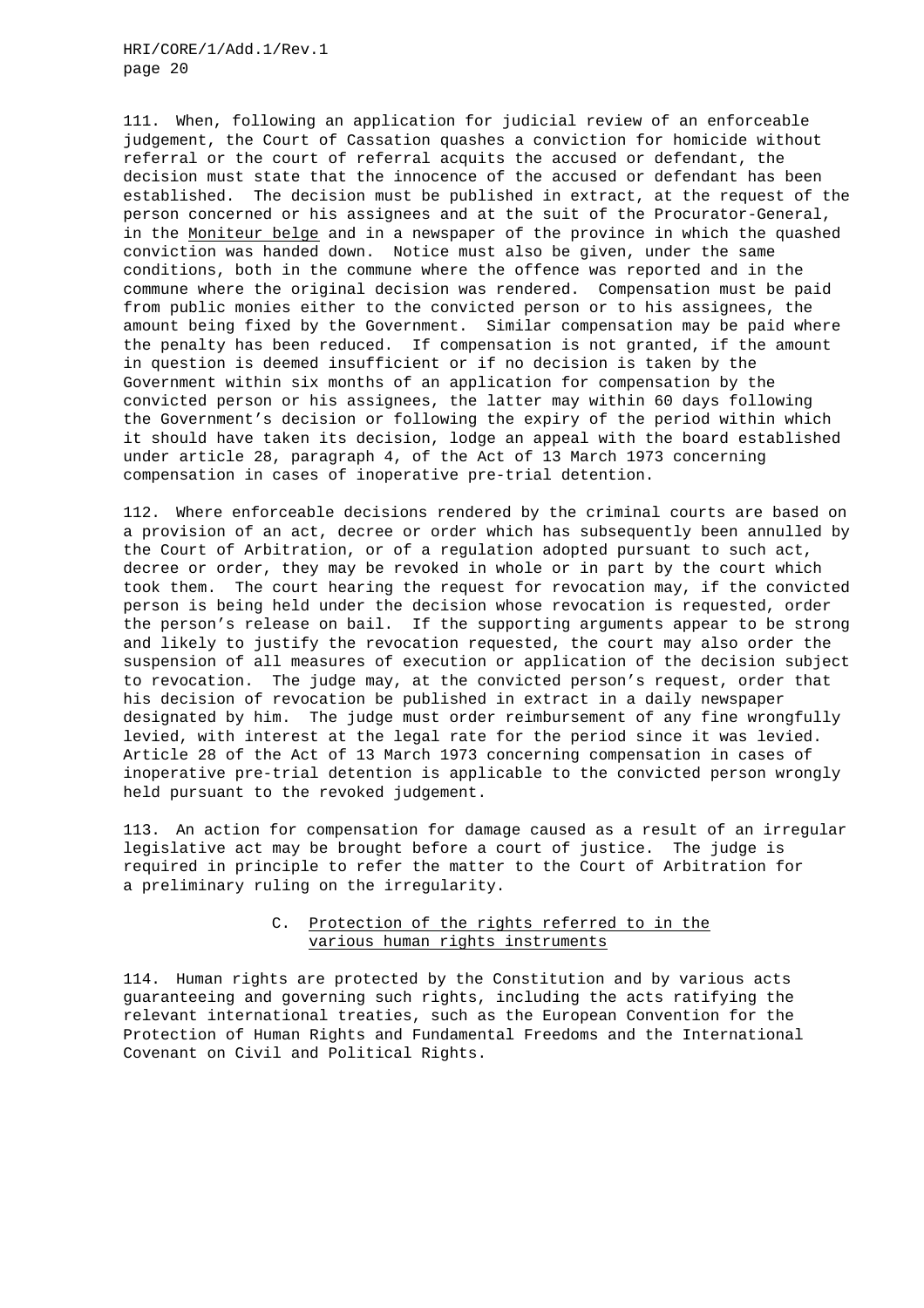111. When, following an application for judicial review of an enforceable judgement, the Court of Cassation quashes a conviction for homicide without referral or the court of referral acquits the accused or defendant, the decision must state that the innocence of the accused or defendant has been established. The decision must be published in extract, at the request of the person concerned or his assignees and at the suit of the Procurator-General, in the Moniteur belge and in a newspaper of the province in which the quashed conviction was handed down. Notice must also be given, under the same conditions, both in the commune where the offence was reported and in the commune where the original decision was rendered. Compensation must be paid from public monies either to the convicted person or to his assignees, the amount being fixed by the Government. Similar compensation may be paid where the penalty has been reduced. If compensation is not granted, if the amount in question is deemed insufficient or if no decision is taken by the Government within six months of an application for compensation by the convicted person or his assignees, the latter may within 60 days following the Government's decision or following the expiry of the period within which it should have taken its decision, lodge an appeal with the board established under article 28, paragraph 4, of the Act of 13 March 1973 concerning compensation in cases of inoperative pre-trial detention.

112. Where enforceable decisions rendered by the criminal courts are based on a provision of an act, decree or order which has subsequently been annulled by the Court of Arbitration, or of a regulation adopted pursuant to such act, decree or order, they may be revoked in whole or in part by the court which took them. The court hearing the request for revocation may, if the convicted person is being held under the decision whose revocation is requested, order the person's release on bail. If the supporting arguments appear to be strong and likely to justify the revocation requested, the court may also order the suspension of all measures of execution or application of the decision subject to revocation. The judge may, at the convicted person's request, order that his decision of revocation be published in extract in a daily newspaper designated by him. The judge must order reimbursement of any fine wrongfully levied, with interest at the legal rate for the period since it was levied. Article 28 of the Act of 13 March 1973 concerning compensation in cases of inoperative pre-trial detention is applicable to the convicted person wrongly held pursuant to the revoked judgement.

113. An action for compensation for damage caused as a result of an irregular legislative act may be brought before a court of justice. The judge is required in principle to refer the matter to the Court of Arbitration for a preliminary ruling on the irregularity.

### C. Protection of the rights referred to in the various human rights instruments

114. Human rights are protected by the Constitution and by various acts guaranteeing and governing such rights, including the acts ratifying the relevant international treaties, such as the European Convention for the Protection of Human Rights and Fundamental Freedoms and the International Covenant on Civil and Political Rights.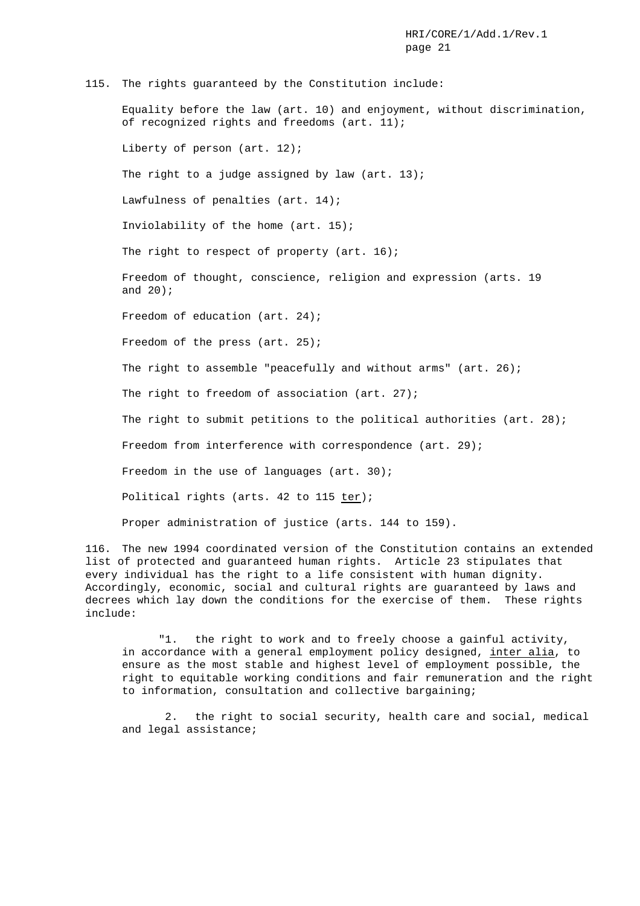115. The rights guaranteed by the Constitution include:

Equality before the law (art. 10) and enjoyment, without discrimination, of recognized rights and freedoms (art. 11);

Liberty of person (art. 12);

The right to a judge assigned by law (art. 13);

Lawfulness of penalties (art. 14);

Inviolability of the home (art. 15);

The right to respect of property (art. 16);

Freedom of thought, conscience, religion and expression (arts. 19 and 20);

Freedom of education (art. 24);

Freedom of the press (art. 25);

The right to assemble "peacefully and without arms" (art. 26);

The right to freedom of association (art. 27);

The right to submit petitions to the political authorities (art. 28);

Freedom from interference with correspondence (art. 29);

Freedom in the use of languages (art. 30);

Political rights (arts. 42 to 115 *ter*);

Proper administration of justice (arts. 144 to 159).

116. The new 1994 coordinated version of the Constitution contains an extended list of protected and guaranteed human rights. Article 23 stipulates that every individual has the right to a life consistent with human dignity. Accordingly, economic, social and cultural rights are guaranteed by laws and decrees which lay down the conditions for the exercise of them. These rights include:

"1. the right to work and to freely choose a gainful activity, in accordance with a general employment policy designed, *inter alia*, to ensure as the most stable and highest level of employment possible, the right to equitable working conditions and fair remuneration and the right to information, consultation and collective bargaining;

2. the right to social security, health care and social, medical and legal assistance;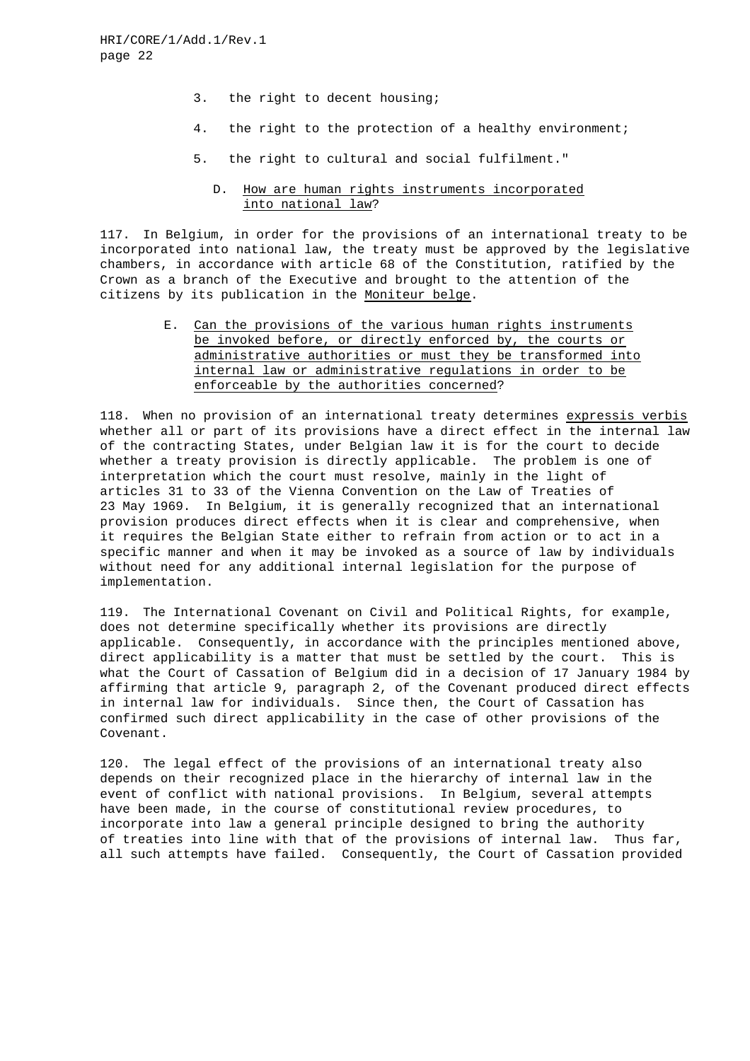3. the right to decent housing;

4. the right to the protection of a healthy environment;

5. the right to cultural and social fulfilment."

### D. How are human rights instruments incorporated into national law?

117. In Belgium, in order for the provisions of an international treaty to be incorporated into national law, the treaty must be approved by the legislative chambers, in accordance with article 68 of the Constitution, ratified by the Crown as a branch of the Executive and brought to the attention of the citizens by its publication in the Moniteur belge.

### E. Can the provisions of the various human rights instruments be invoked before, or directly enforced by, the courts or administrative authorities or must they be transformed into internal law or administrative regulations in order to be enforceable by the authorities concerned?

118. When no provision of an international treaty determines expressis verbis whether all or part of its provisions have a direct effect in the internal law of the contracting States, under Belgian law it is for the court to decide whether a treaty provision is directly applicable. The problem is one of interpretation which the court must resolve, mainly in the light of articles 31 to 33 of the Vienna Convention on the Law of Treaties of 23 May 1969. In Belgium, it is generally recognized that an international provision produces direct effects when it is clear and comprehensive, when it requires the Belgian State either to refrain from action or to act in a specific manner and when it may be invoked as a source of law by individuals without need for any additional internal legislation for the purpose of implementation.

119. The International Covenant on Civil and Political Rights, for example, does not determine specifically whether its provisions are directly applicable. Consequently, in accordance with the principles mentioned above, direct applicability is a matter that must be settled by the court. This is what the Court of Cassation of Belgium did in a decision of 17 January 1984 by affirming that article 9, paragraph 2, of the Covenant produced direct effects in internal law for individuals. Since then, the Court of Cassation has confirmed such direct applicability in the case of other provisions of the Covenant.

120. The legal effect of the provisions of an international treaty also depends on their recognized place in the hierarchy of internal law in the event of conflict with national provisions. In Belgium, several attempts have been made, in the course of constitutional review procedures, to incorporate into law a general principle designed to bring the authority of treaties into line with that of the provisions of internal law. Thus far, all such attempts have failed. Consequently, the Court of Cassation provided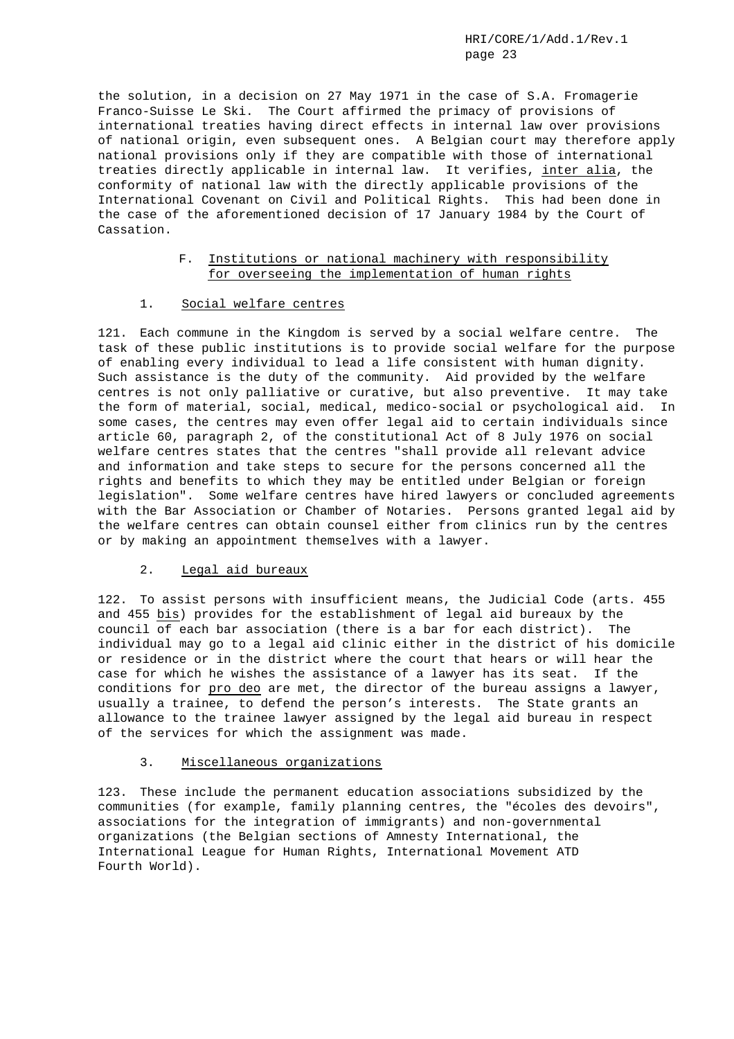the solution, in a decision on 27 May 1971 in the case of S.A. Fromagerie Franco-Suisse Le Ski. The Court affirmed the primacy of provisions of international treaties having direct effects in internal law over provisions of national origin, even subsequent ones. A Belgian court may therefore apply national provisions only if they are compatible with those of international treaties directly applicable in internal law. It verifies, *inter alia*, the conformity of national law with the directly applicable provisions of the International Covenant on Civil and Political Rights. This had been done in the case of the aforementioned decision of 17 January 1984 by the Court of Cassation.

## F. Institutions or national machinery with responsibility for overseeing the implementation of human rights

### 1. Social welfare centres

121. Each commune in the Kingdom is served by a social welfare centre. The task of these public institutions is to provide social welfare for the purpose of enabling every individual to lead a life consistent with human dignity. Such assistance is the duty of the community. Aid provided by the welfare centres is not only palliative or curative, but also preventive. It may take the form of material, social, medical, medico-social or psychological aid. In some cases, the centres may even offer legal aid to certain individuals since article 60, paragraph 2, of the constitutional Act of 8 July 1976 on social welfare centres states that the centres "shall provide all relevant advice and information and take steps to secure for the persons concerned all the rights and benefits to which they may be entitled under Belgian or foreign legislation". Some welfare centres have hired lawyers or concluded agreements with the Bar Association or Chamber of Notaries. Persons granted legal aid by the welfare centres can obtain counsel either from clinics run by the centres or by making an appointment themselves with a lawyer.

### 2. Legal aid bureaux

122. To assist persons with insufficient means, the Judicial Code (arts. 455 and 455 *bis*) provides for the establishment of legal aid bureaux by the council of each bar association (there is a bar for each district). The individual may go to a legal aid clinic either in the district of his domicile or residence or in the district where the court that hears or will hear the case for which he wishes the assistance of a lawyer has its seat. If the conditions for *pro deo* are met, the director of the bureau assigns a lawyer, usually a trainee, to defend the person's interests. The State grants an allowance to the trainee lawyer assigned by the legal aid bureau in respect of the services for which the assignment was made.

### 3. Miscellaneous organizations

123. These include the permanent education associations subsidized by the communities (for example, family planning centres, the "écoles des devoirs", associations for the integration of immigrants) and non-governmental organizations (the Belgian sections of Amnesty International, the International League for Human Rights, International Movement ATD Fourth World).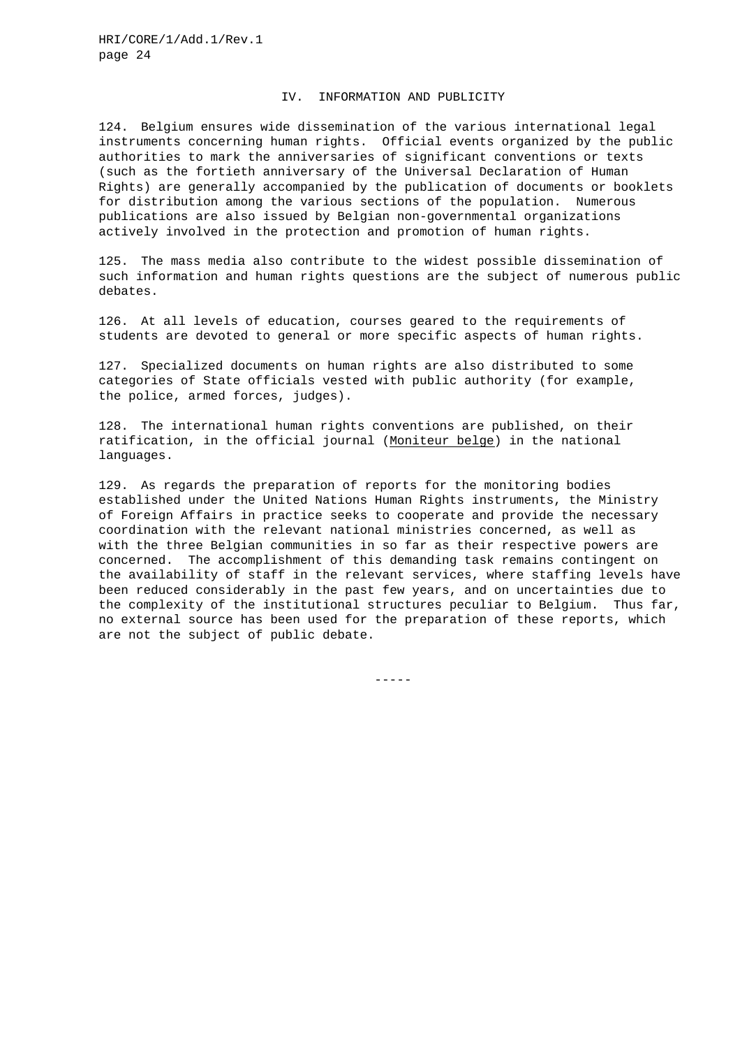## IV. INFORMATION AND PUBLICITY

124. Belgium ensures wide dissemination of the various international legal instruments concerning human rights. Official events organized by the public authorities to mark the anniversaries of significant conventions or texts (such as the fortieth anniversary of the Universal Declaration of Human Rights) are generally accompanied by the publication of documents or booklets for distribution among the various sections of the population. Numerous publications are also issued by Belgian non-governmental organizations actively involved in the protection and promotion of human rights.

125. The mass media also contribute to the widest possible dissemination of such information and human rights questions are the subject of numerous public debates.

126. At all levels of education, courses geared to the requirements of students are devoted to general or more specific aspects of human rights.

127. Specialized documents on human rights are also distributed to some categories of State officials vested with public authority (for example, the police, armed forces, judges).

128. The international human rights conventions are published, on their ratification, in the official journal (*Moniteur belge*) in the national languages.

129. As regards the preparation of reports for the monitoring bodies established under the United Nations Human Rights instruments, the Ministry of Foreign Affairs in practice seeks to cooperate and provide the necessary coordination with the relevant national ministries concerned, as well as with the three Belgian communities in so far as their respective powers are concerned. The accomplishment of this demanding task remains contingent on the availability of staff in the relevant services, where staffing levels have been reduced considerably in the past few years, and on uncertainties due to the complexity of the institutional structures peculiar to Belgium. Thus far, no external source has been used for the preparation of these reports, which are not the subject of public debate.

-----